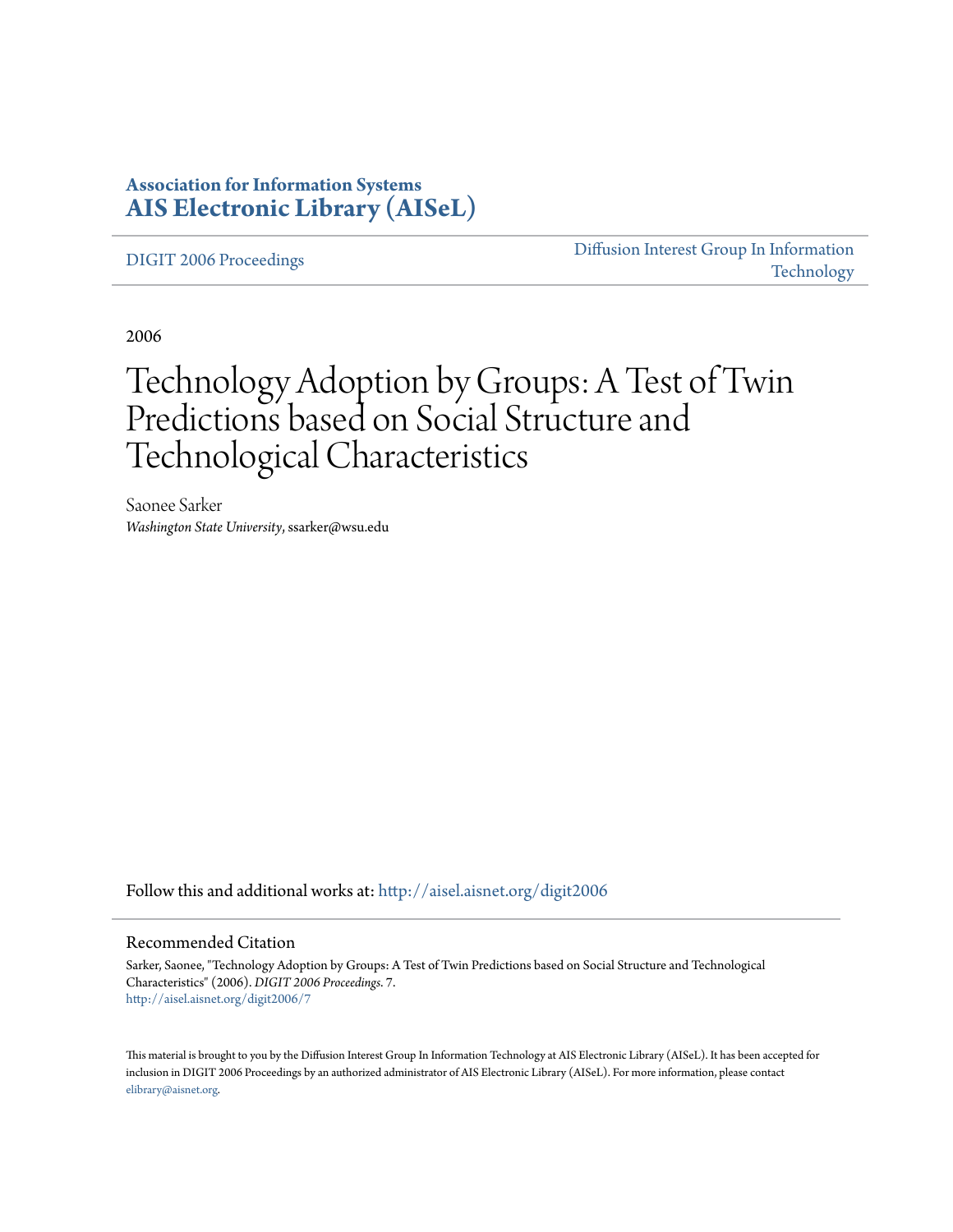**Association for Information Systems**
**AIS Electronic Library (AISeL)**

DIGIT 2006 Proceedings

Diffusion Interest Group In Information Technology

2006

# Technology Adoption by Groups: A Test of Twin Predictions based on Social Structure and Technological Characteristics

Saonee Sarker
*Washington State University*, ssarker@wsu.edu

Follow this and additional works at: http://aisel.aisnet.org/digit2006

## Recommended Citation

Sarker, Saonee, "Technology Adoption by Groups: A Test of Twin Predictions based on Social Structure and Technological Characteristics" (2006). *DIGIT 2006 Proceedings*. 7.
http://aisel.aisnet.org/digit2006/7

This material is brought to you by the Diffusion Interest Group In Information Technology at AIS Electronic Library (AISeL). It has been accepted for inclusion in DIGIT 2006 Proceedings by an authorized administrator of AIS Electronic Library (AISeL). For more information, please contact elibrary@aisnet.org.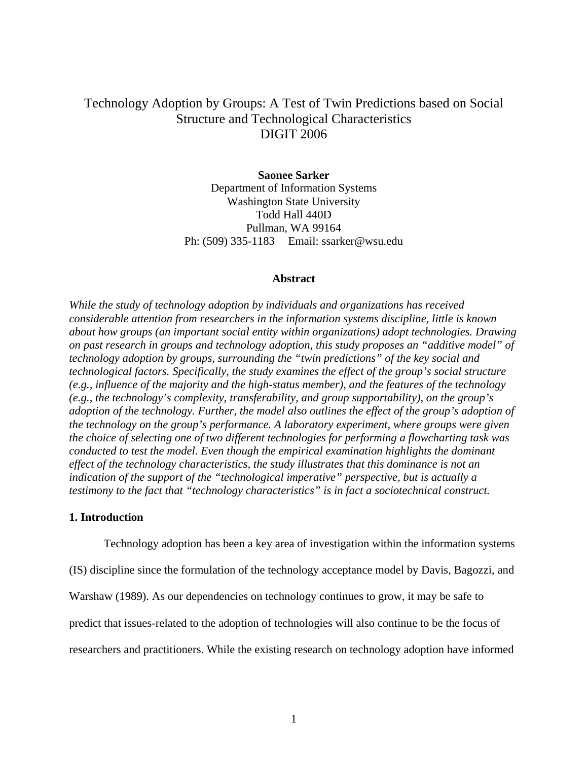# Technology Adoption by Groups: A Test of Twin Predictions based on Social Structure and Technological Characteristics
DIGIT 2006

**Saonee Sarker**
Department of Information Systems
Washington State University
Todd Hall 440D
Pullman, WA 99164
Ph: (509) 335-1183 Email: ssarker@wsu.edu

**Abstract**

*While the study of technology adoption by individuals and organizations has received considerable attention from researchers in the information systems discipline, little is known about how groups (an important social entity within organizations) adopt technologies. Drawing on past research in groups and technology adoption, this study proposes an "additive model" of technology adoption by groups, surrounding the "twin predictions" of the key social and technological factors. Specifically, the study examines the effect of the group's social structure (e.g., influence of the majority and the high-status member), and the features of the technology (e.g., the technology's complexity, transferability, and group supportability), on the group's adoption of the technology. Further, the model also outlines the effect of the group's adoption of the technology on the group's performance. A laboratory experiment, where groups were given the choice of selecting one of two different technologies for performing a flowcharting task was conducted to test the model. Even though the empirical examination highlights the dominant effect of the technology characteristics, the study illustrates that this dominance is not an indication of the support of the "technological imperative" perspective, but is actually a testimony to the fact that "technology characteristics" is in fact a sociotechnical construct.*

## 1. Introduction

Technology adoption has been a key area of investigation within the information systems (IS) discipline since the formulation of the technology acceptance model by Davis, Bagozzi, and Warshaw (1989). As our dependencies on technology continues to grow, it may be safe to predict that issues-related to the adoption of technologies will also continue to be the focus of researchers and practitioners. While the existing research on technology adoption have informed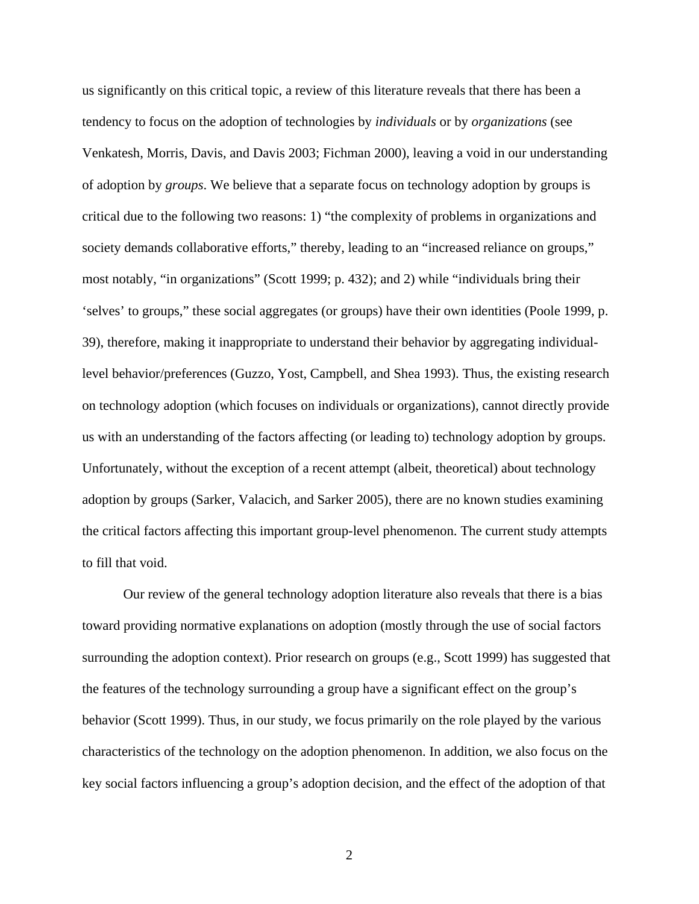us significantly on this critical topic, a review of this literature reveals that there has been a tendency to focus on the adoption of technologies by *individuals* or by *organizations* (see Venkatesh, Morris, Davis, and Davis 2003; Fichman 2000), leaving a void in our understanding of adoption by *groups*. We believe that a separate focus on technology adoption by groups is critical due to the following two reasons: 1) "the complexity of problems in organizations and society demands collaborative efforts," thereby, leading to an "increased reliance on groups," most notably, "in organizations" (Scott 1999; p. 432); and 2) while "individuals bring their 'selves' to groups," these social aggregates (or groups) have their own identities (Poole 1999, p. 39), therefore, making it inappropriate to understand their behavior by aggregating individual-level behavior/preferences (Guzzo, Yost, Campbell, and Shea 1993). Thus, the existing research on technology adoption (which focuses on individuals or organizations), cannot directly provide us with an understanding of the factors affecting (or leading to) technology adoption by groups. Unfortunately, without the exception of a recent attempt (albeit, theoretical) about technology adoption by groups (Sarker, Valacich, and Sarker 2005), there are no known studies examining the critical factors affecting this important group-level phenomenon. The current study attempts to fill that void.

Our review of the general technology adoption literature also reveals that there is a bias toward providing normative explanations on adoption (mostly through the use of social factors surrounding the adoption context). Prior research on groups (e.g., Scott 1999) has suggested that the features of the technology surrounding a group have a significant effect on the group's behavior (Scott 1999). Thus, in our study, we focus primarily on the role played by the various characteristics of the technology on the adoption phenomenon. In addition, we also focus on the key social factors influencing a group's adoption decision, and the effect of the adoption of that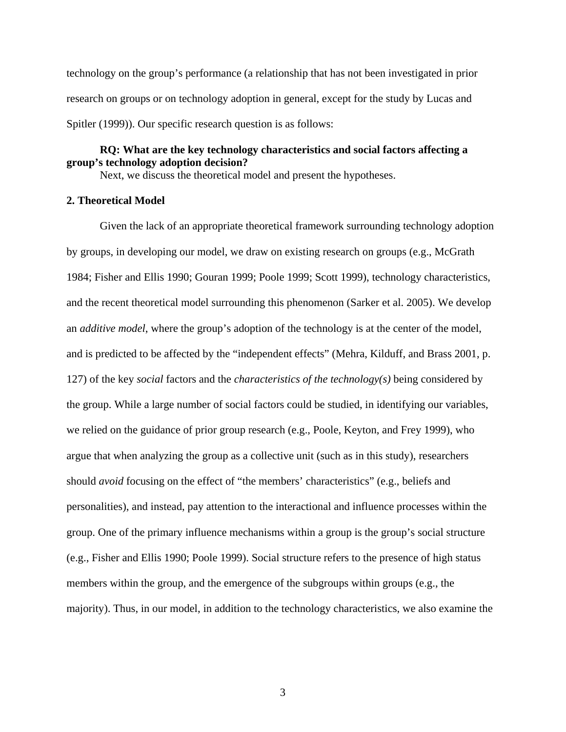technology on the group's performance (a relationship that has not been investigated in prior research on groups or on technology adoption in general, except for the study by Lucas and Spitler (1999)). Our specific research question is as follows:

**RQ: What are the key technology characteristics and social factors affecting a group's technology adoption decision?**

Next, we discuss the theoretical model and present the hypotheses.

## 2. Theoretical Model

Given the lack of an appropriate theoretical framework surrounding technology adoption by groups, in developing our model, we draw on existing research on groups (e.g., McGrath 1984; Fisher and Ellis 1990; Gouran 1999; Poole 1999; Scott 1999), technology characteristics, and the recent theoretical model surrounding this phenomenon (Sarker et al. 2005). We develop an *additive model*, where the group's adoption of the technology is at the center of the model, and is predicted to be affected by the "independent effects" (Mehra, Kilduff, and Brass 2001, p. 127) of the key *social* factors and the *characteristics of the technology(s)* being considered by the group. While a large number of social factors could be studied, in identifying our variables, we relied on the guidance of prior group research (e.g., Poole, Keyton, and Frey 1999), who argue that when analyzing the group as a collective unit (such as in this study), researchers should *avoid* focusing on the effect of "the members' characteristics" (e.g., beliefs and personalities), and instead, pay attention to the interactional and influence processes within the group. One of the primary influence mechanisms within a group is the group's social structure (e.g., Fisher and Ellis 1990; Poole 1999). Social structure refers to the presence of high status members within the group, and the emergence of the subgroups within groups (e.g., the majority). Thus, in our model, in addition to the technology characteristics, we also examine the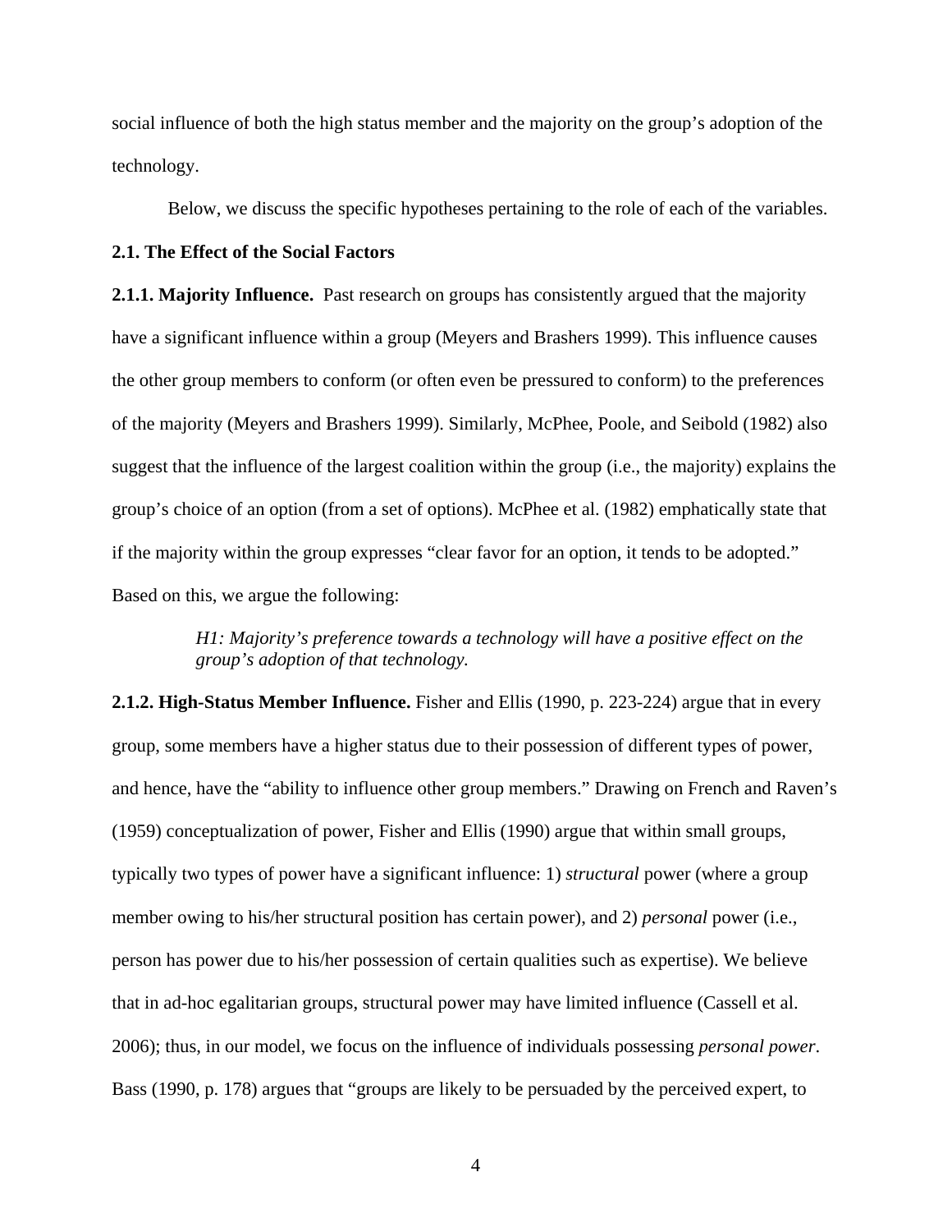social influence of both the high status member and the majority on the group's adoption of the technology.

Below, we discuss the specific hypotheses pertaining to the role of each of the variables.

### 2.1. The Effect of the Social Factors

**2.1.1. Majority Influence.** Past research on groups has consistently argued that the majority have a significant influence within a group (Meyers and Brashers 1999). This influence causes the other group members to conform (or often even be pressured to conform) to the preferences of the majority (Meyers and Brashers 1999). Similarly, McPhee, Poole, and Seibold (1982) also suggest that the influence of the largest coalition within the group (i.e., the majority) explains the group's choice of an option (from a set of options). McPhee et al. (1982) emphatically state that if the majority within the group expresses "clear favor for an option, it tends to be adopted." Based on this, we argue the following:

> *H1: Majority's preference towards a technology will have a positive effect on the group's adoption of that technology.*

**2.1.2. High-Status Member Influence.** Fisher and Ellis (1990, p. 223-224) argue that in every group, some members have a higher status due to their possession of different types of power, and hence, have the "ability to influence other group members." Drawing on French and Raven's (1959) conceptualization of power, Fisher and Ellis (1990) argue that within small groups, typically two types of power have a significant influence: 1) *structural* power (where a group member owing to his/her structural position has certain power), and 2) *personal* power (i.e., person has power due to his/her possession of certain qualities such as expertise). We believe that in ad-hoc egalitarian groups, structural power may have limited influence (Cassell et al. 2006); thus, in our model, we focus on the influence of individuals possessing *personal power*. Bass (1990, p. 178) argues that "groups are likely to be persuaded by the perceived expert, to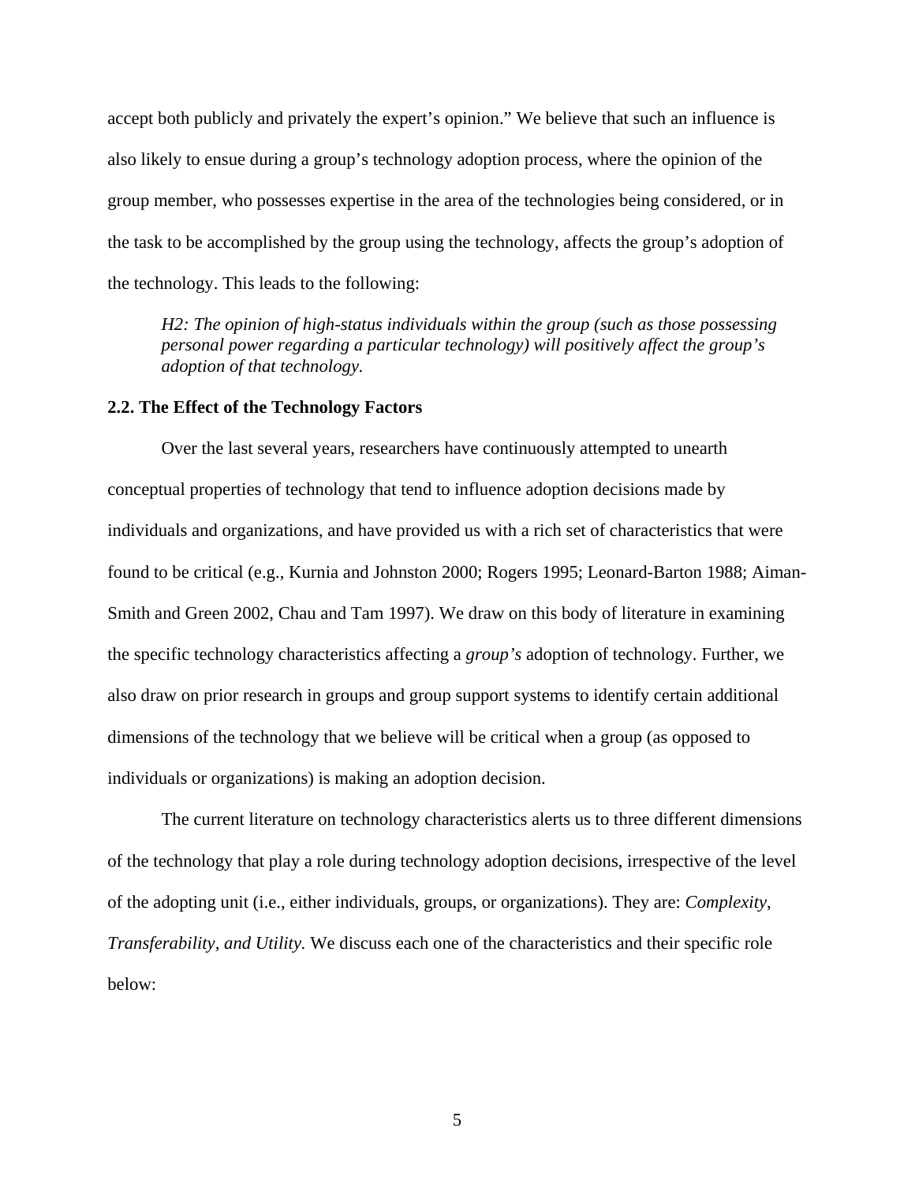accept both publicly and privately the expert's opinion." We believe that such an influence is also likely to ensue during a group's technology adoption process, where the opinion of the group member, who possesses expertise in the area of the technologies being considered, or in the task to be accomplished by the group using the technology, affects the group's adoption of the technology. This leads to the following:

> *H2: The opinion of high-status individuals within the group (such as those possessing personal power regarding a particular technology) will positively affect the group's adoption of that technology.*

### 2.2. The Effect of the Technology Factors

Over the last several years, researchers have continuously attempted to unearth conceptual properties of technology that tend to influence adoption decisions made by individuals and organizations, and have provided us with a rich set of characteristics that were found to be critical (e.g., Kurnia and Johnston 2000; Rogers 1995; Leonard-Barton 1988; Aiman-Smith and Green 2002, Chau and Tam 1997). We draw on this body of literature in examining the specific technology characteristics affecting a *group's* adoption of technology. Further, we also draw on prior research in groups and group support systems to identify certain additional dimensions of the technology that we believe will be critical when a group (as opposed to individuals or organizations) is making an adoption decision.

The current literature on technology characteristics alerts us to three different dimensions of the technology that play a role during technology adoption decisions, irrespective of the level of the adopting unit (i.e., either individuals, groups, or organizations). They are: *Complexity, Transferability, and Utility.* We discuss each one of the characteristics and their specific role below: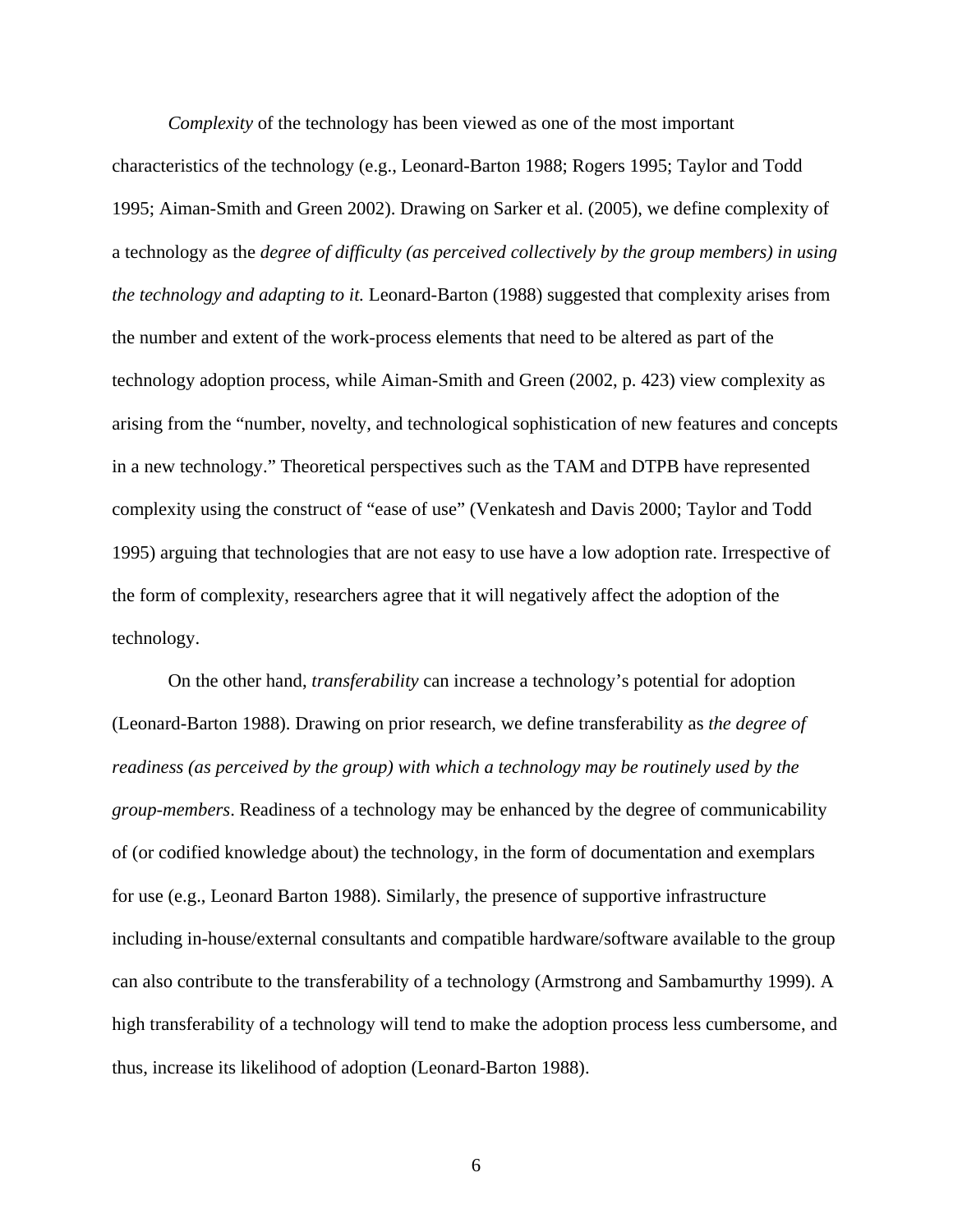*Complexity* of the technology has been viewed as one of the most important characteristics of the technology (e.g., Leonard-Barton 1988; Rogers 1995; Taylor and Todd 1995; Aiman-Smith and Green 2002). Drawing on Sarker et al. (2005), we define complexity of a technology as the *degree of difficulty (as perceived collectively by the group members) in using the technology and adapting to it.* Leonard-Barton (1988) suggested that complexity arises from the number and extent of the work-process elements that need to be altered as part of the technology adoption process, while Aiman-Smith and Green (2002, p. 423) view complexity as arising from the "number, novelty, and technological sophistication of new features and concepts in a new technology." Theoretical perspectives such as the TAM and DTPB have represented complexity using the construct of "ease of use" (Venkatesh and Davis 2000; Taylor and Todd 1995) arguing that technologies that are not easy to use have a low adoption rate. Irrespective of the form of complexity, researchers agree that it will negatively affect the adoption of the technology.

On the other hand, *transferability* can increase a technology's potential for adoption (Leonard-Barton 1988). Drawing on prior research, we define transferability as *the degree of readiness (as perceived by the group) with which a technology may be routinely used by the group-members*. Readiness of a technology may be enhanced by the degree of communicability of (or codified knowledge about) the technology, in the form of documentation and exemplars for use (e.g., Leonard Barton 1988). Similarly, the presence of supportive infrastructure including in-house/external consultants and compatible hardware/software available to the group can also contribute to the transferability of a technology (Armstrong and Sambamurthy 1999). A high transferability of a technology will tend to make the adoption process less cumbersome, and thus, increase its likelihood of adoption (Leonard-Barton 1988).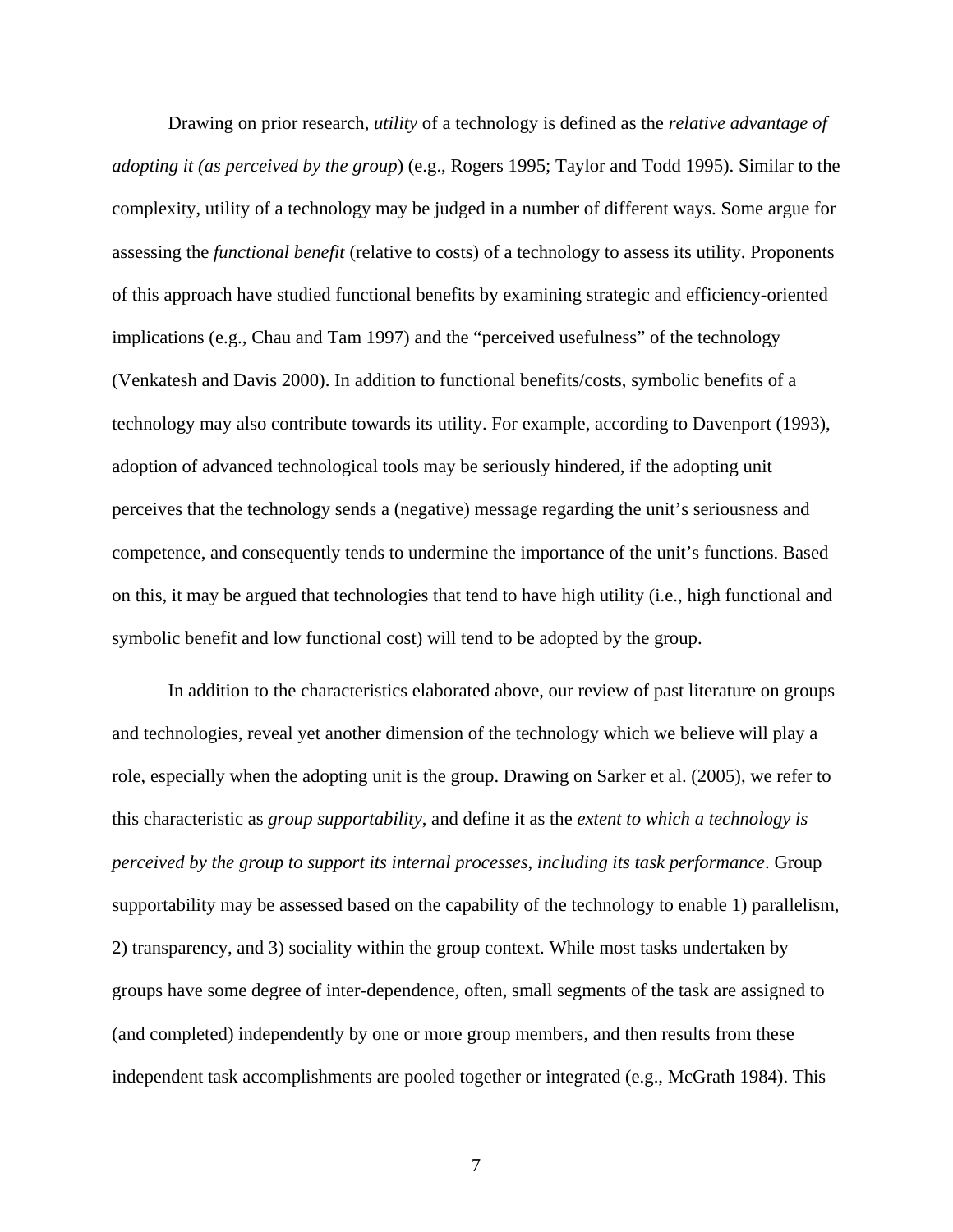Drawing on prior research, *utility* of a technology is defined as the *relative advantage of adopting it (as perceived by the group*) (e.g., Rogers 1995; Taylor and Todd 1995). Similar to the complexity, utility of a technology may be judged in a number of different ways. Some argue for assessing the *functional benefit* (relative to costs) of a technology to assess its utility. Proponents of this approach have studied functional benefits by examining strategic and efficiency-oriented implications (e.g., Chau and Tam 1997) and the "perceived usefulness" of the technology (Venkatesh and Davis 2000). In addition to functional benefits/costs, symbolic benefits of a technology may also contribute towards its utility. For example, according to Davenport (1993), adoption of advanced technological tools may be seriously hindered, if the adopting unit perceives that the technology sends a (negative) message regarding the unit's seriousness and competence, and consequently tends to undermine the importance of the unit's functions. Based on this, it may be argued that technologies that tend to have high utility (i.e., high functional and symbolic benefit and low functional cost) will tend to be adopted by the group.

In addition to the characteristics elaborated above, our review of past literature on groups and technologies, reveal yet another dimension of the technology which we believe will play a role, especially when the adopting unit is the group. Drawing on Sarker et al. (2005), we refer to this characteristic as *group supportability*, and define it as the *extent to which a technology is perceived by the group to support its internal processes, including its task performance*. Group supportability may be assessed based on the capability of the technology to enable 1) parallelism, 2) transparency, and 3) sociality within the group context. While most tasks undertaken by groups have some degree of inter-dependence, often, small segments of the task are assigned to (and completed) independently by one or more group members, and then results from these independent task accomplishments are pooled together or integrated (e.g., McGrath 1984). This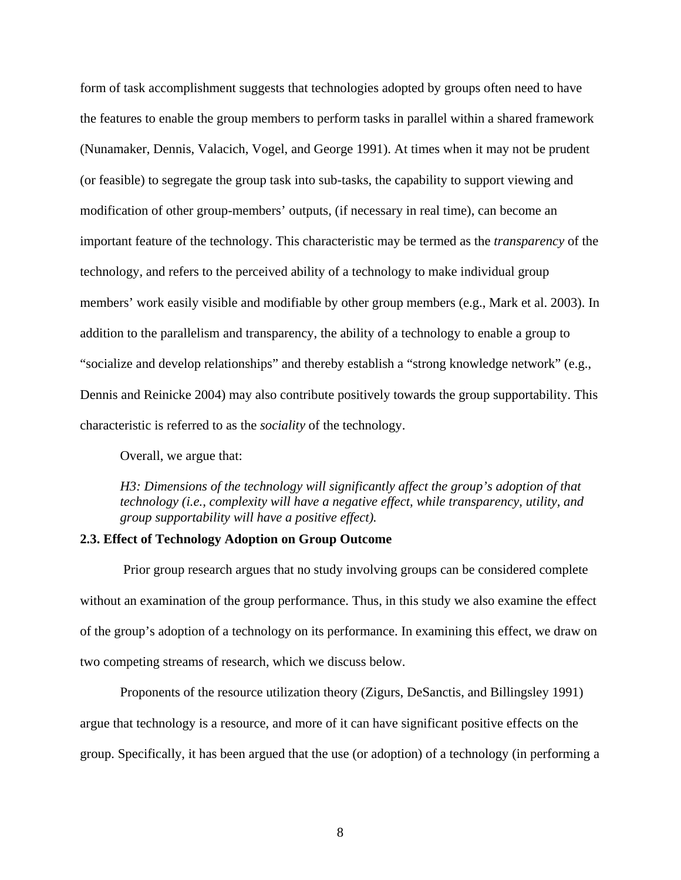form of task accomplishment suggests that technologies adopted by groups often need to have the features to enable the group members to perform tasks in parallel within a shared framework (Nunamaker, Dennis, Valacich, Vogel, and George 1991). At times when it may not be prudent (or feasible) to segregate the group task into sub-tasks, the capability to support viewing and modification of other group-members' outputs, (if necessary in real time), can become an important feature of the technology. This characteristic may be termed as the *transparency* of the technology, and refers to the perceived ability of a technology to make individual group members' work easily visible and modifiable by other group members (e.g., Mark et al. 2003). In addition to the parallelism and transparency, the ability of a technology to enable a group to "socialize and develop relationships" and thereby establish a "strong knowledge network" (e.g., Dennis and Reinicke 2004) may also contribute positively towards the group supportability. This characteristic is referred to as the *sociality* of the technology.

Overall, we argue that:

*H3: Dimensions of the technology will significantly affect the group's adoption of that technology (i.e., complexity will have a negative effect, while transparency, utility, and group supportability will have a positive effect).*

### 2.3. Effect of Technology Adoption on Group Outcome

Prior group research argues that no study involving groups can be considered complete without an examination of the group performance. Thus, in this study we also examine the effect of the group's adoption of a technology on its performance. In examining this effect, we draw on two competing streams of research, which we discuss below.

Proponents of the resource utilization theory (Zigurs, DeSanctis, and Billingsley 1991) argue that technology is a resource, and more of it can have significant positive effects on the group. Specifically, it has been argued that the use (or adoption) of a technology (in performing a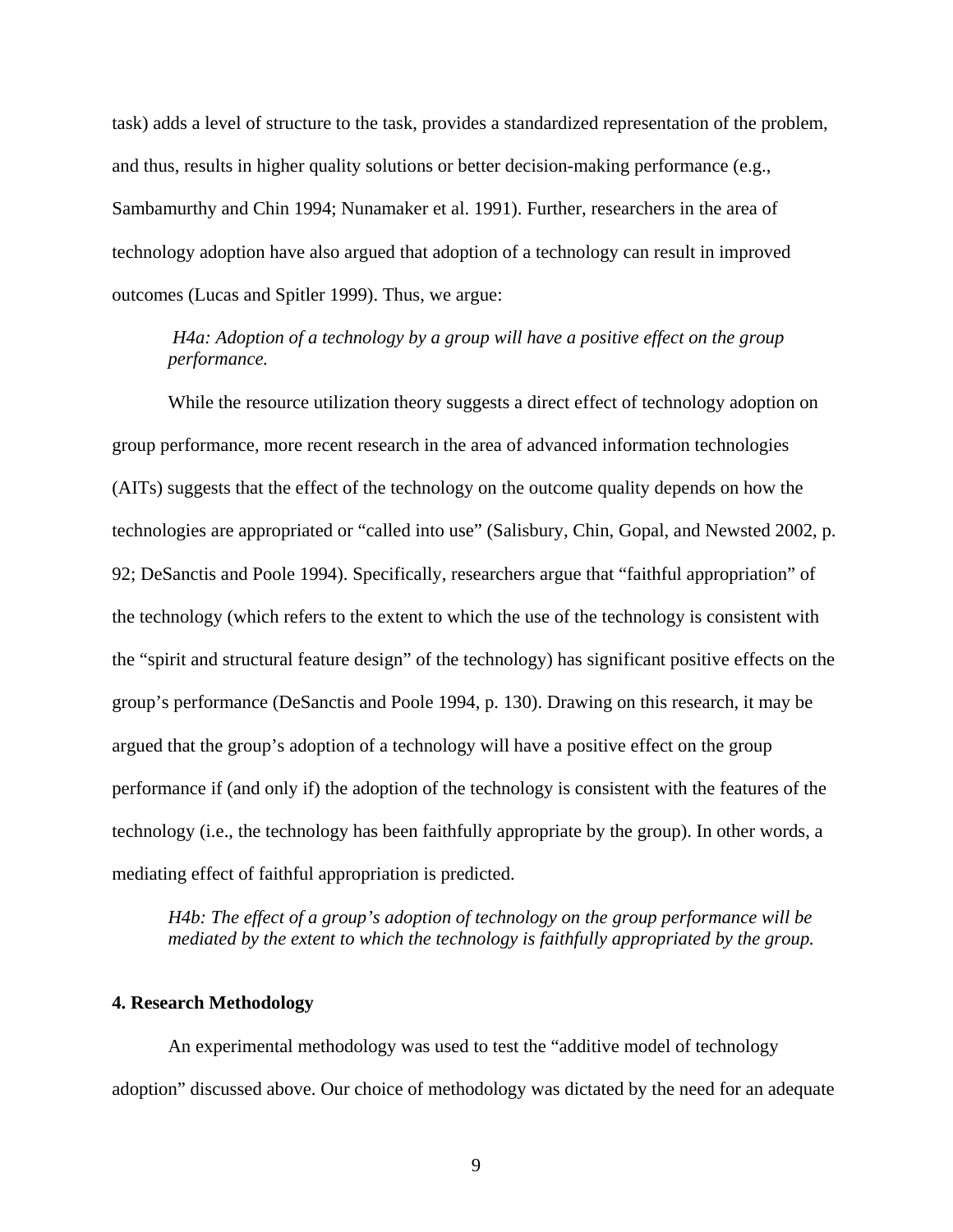task) adds a level of structure to the task, provides a standardized representation of the problem, and thus, results in higher quality solutions or better decision-making performance (e.g., Sambamurthy and Chin 1994; Nunamaker et al. 1991). Further, researchers in the area of technology adoption have also argued that adoption of a technology can result in improved outcomes (Lucas and Spitler 1999). Thus, we argue:

> *H4a: Adoption of a technology by a group will have a positive effect on the group performance.*

While the resource utilization theory suggests a direct effect of technology adoption on group performance, more recent research in the area of advanced information technologies (AITs) suggests that the effect of the technology on the outcome quality depends on how the technologies are appropriated or "called into use" (Salisbury, Chin, Gopal, and Newsted 2002, p. 92; DeSanctis and Poole 1994). Specifically, researchers argue that "faithful appropriation" of the technology (which refers to the extent to which the use of the technology is consistent with the "spirit and structural feature design" of the technology) has significant positive effects on the group's performance (DeSanctis and Poole 1994, p. 130). Drawing on this research, it may be argued that the group's adoption of a technology will have a positive effect on the group performance if (and only if) the adoption of the technology is consistent with the features of the technology (i.e., the technology has been faithfully appropriate by the group). In other words, a mediating effect of faithful appropriation is predicted.

> *H4b: The effect of a group's adoption of technology on the group performance will be mediated by the extent to which the technology is faithfully appropriated by the group.*

## 4. Research Methodology

An experimental methodology was used to test the "additive model of technology adoption" discussed above. Our choice of methodology was dictated by the need for an adequate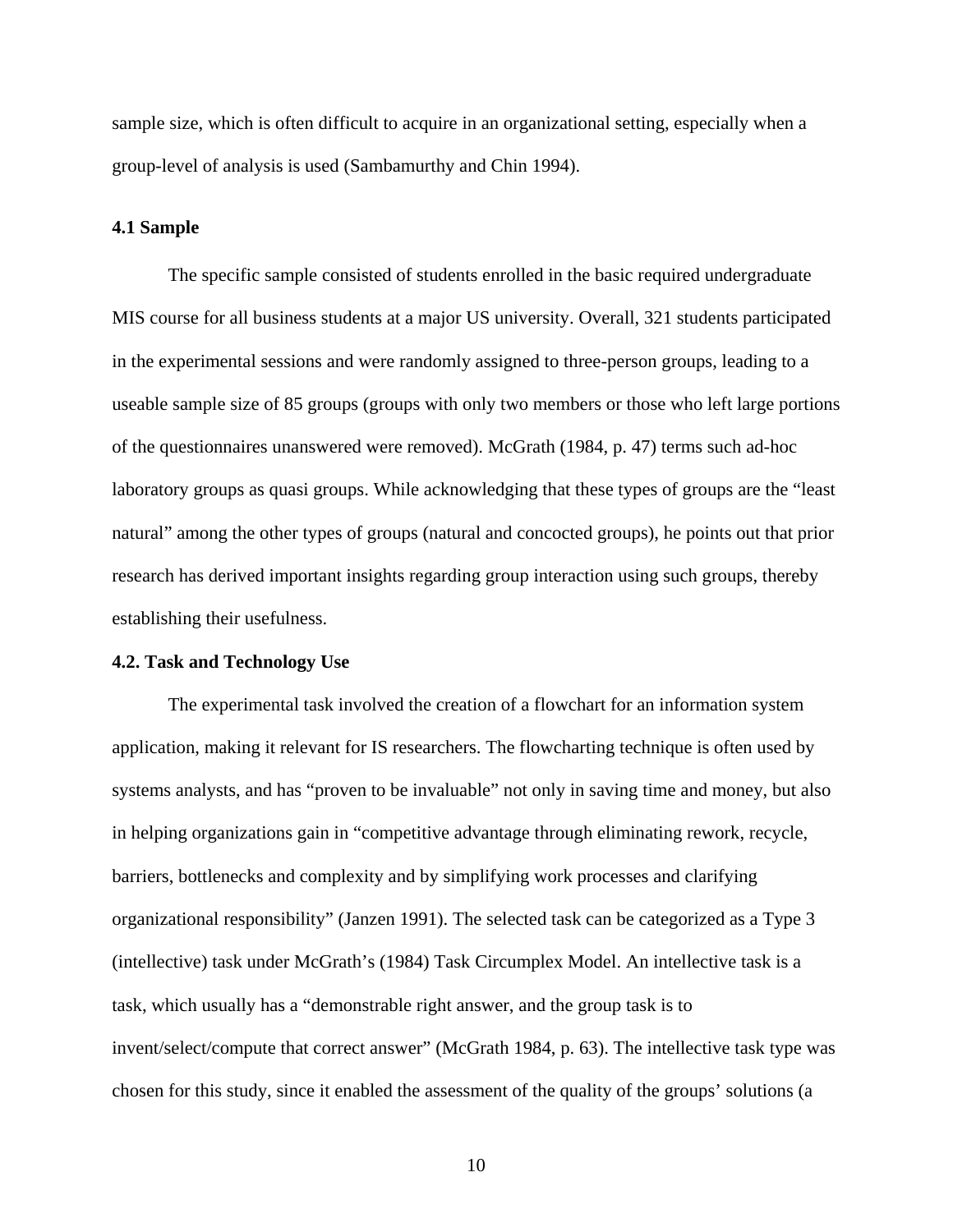sample size, which is often difficult to acquire in an organizational setting, especially when a group-level of analysis is used (Sambamurthy and Chin 1994).

### 4.1 Sample

The specific sample consisted of students enrolled in the basic required undergraduate MIS course for all business students at a major US university. Overall, 321 students participated in the experimental sessions and were randomly assigned to three-person groups, leading to a useable sample size of 85 groups (groups with only two members or those who left large portions of the questionnaires unanswered were removed). McGrath (1984, p. 47) terms such ad-hoc laboratory groups as quasi groups. While acknowledging that these types of groups are the "least natural" among the other types of groups (natural and concocted groups), he points out that prior research has derived important insights regarding group interaction using such groups, thereby establishing their usefulness.

### 4.2. Task and Technology Use

The experimental task involved the creation of a flowchart for an information system application, making it relevant for IS researchers. The flowcharting technique is often used by systems analysts, and has "proven to be invaluable" not only in saving time and money, but also in helping organizations gain in "competitive advantage through eliminating rework, recycle, barriers, bottlenecks and complexity and by simplifying work processes and clarifying organizational responsibility" (Janzen 1991). The selected task can be categorized as a Type 3 (intellective) task under McGrath's (1984) Task Circumplex Model. An intellective task is a task, which usually has a "demonstrable right answer, and the group task is to invent/select/compute that correct answer" (McGrath 1984, p. 63). The intellective task type was chosen for this study, since it enabled the assessment of the quality of the groups' solutions (a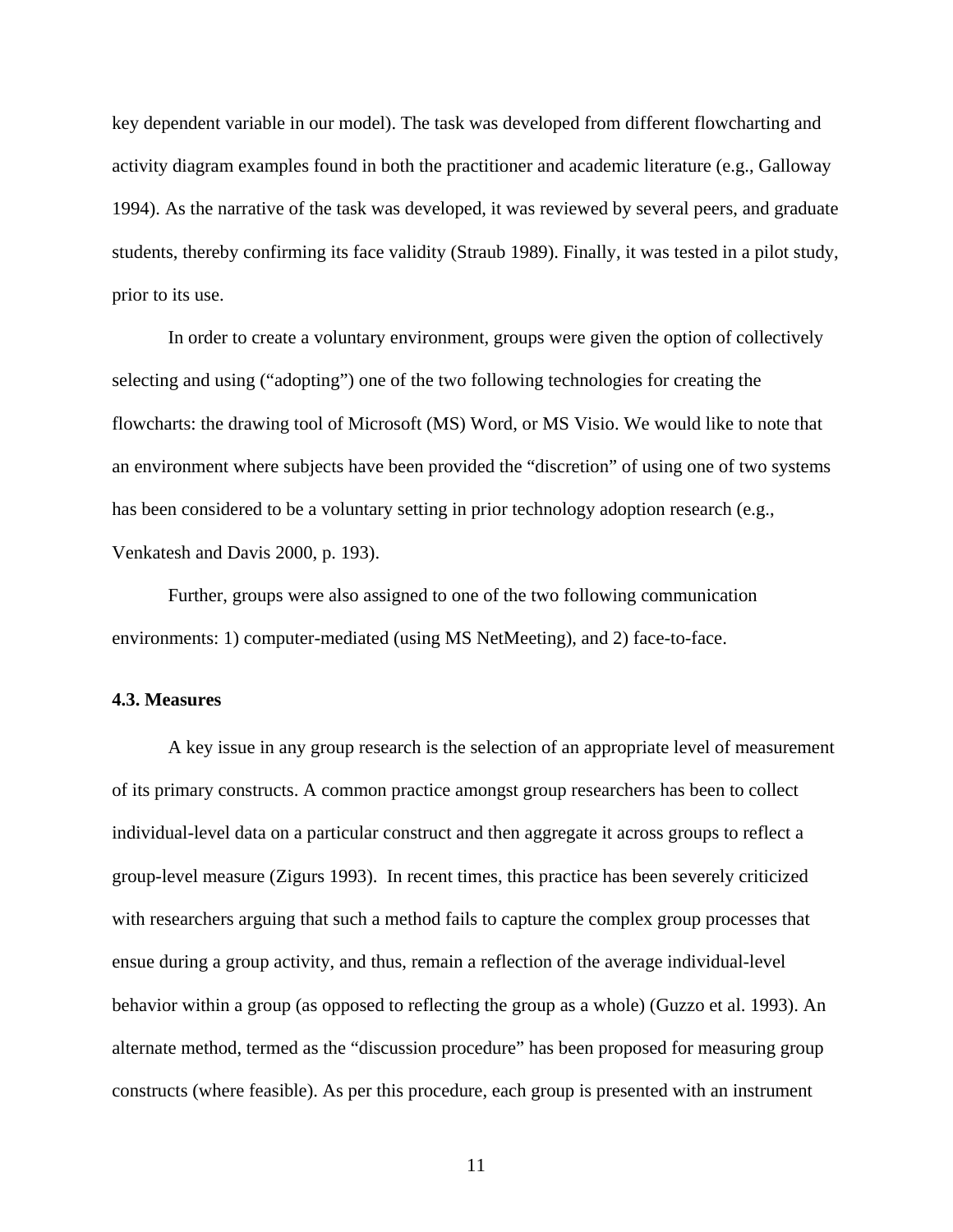key dependent variable in our model). The task was developed from different flowcharting and activity diagram examples found in both the practitioner and academic literature (e.g., Galloway 1994). As the narrative of the task was developed, it was reviewed by several peers, and graduate students, thereby confirming its face validity (Straub 1989). Finally, it was tested in a pilot study, prior to its use.

In order to create a voluntary environment, groups were given the option of collectively selecting and using ("adopting") one of the two following technologies for creating the flowcharts: the drawing tool of Microsoft (MS) Word, or MS Visio. We would like to note that an environment where subjects have been provided the "discretion" of using one of two systems has been considered to be a voluntary setting in prior technology adoption research (e.g., Venkatesh and Davis 2000, p. 193).

Further, groups were also assigned to one of the two following communication environments: 1) computer-mediated (using MS NetMeeting), and 2) face-to-face.

### 4.3. Measures

A key issue in any group research is the selection of an appropriate level of measurement of its primary constructs. A common practice amongst group researchers has been to collect individual-level data on a particular construct and then aggregate it across groups to reflect a group-level measure (Zigurs 1993). In recent times, this practice has been severely criticized with researchers arguing that such a method fails to capture the complex group processes that ensue during a group activity, and thus, remain a reflection of the average individual-level behavior within a group (as opposed to reflecting the group as a whole) (Guzzo et al. 1993). An alternate method, termed as the "discussion procedure" has been proposed for measuring group constructs (where feasible). As per this procedure, each group is presented with an instrument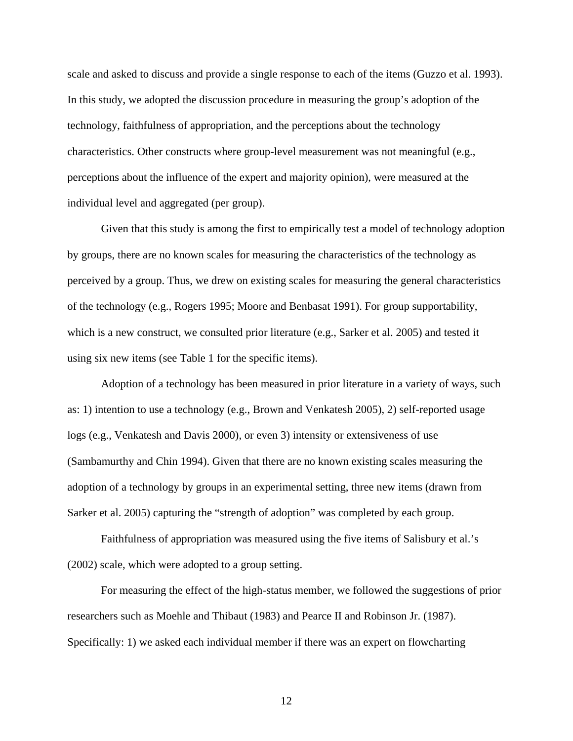scale and asked to discuss and provide a single response to each of the items (Guzzo et al. 1993). In this study, we adopted the discussion procedure in measuring the group's adoption of the technology, faithfulness of appropriation, and the perceptions about the technology characteristics. Other constructs where group-level measurement was not meaningful (e.g., perceptions about the influence of the expert and majority opinion), were measured at the individual level and aggregated (per group).

Given that this study is among the first to empirically test a model of technology adoption by groups, there are no known scales for measuring the characteristics of the technology as perceived by a group. Thus, we drew on existing scales for measuring the general characteristics of the technology (e.g., Rogers 1995; Moore and Benbasat 1991). For group supportability, which is a new construct, we consulted prior literature (e.g., Sarker et al. 2005) and tested it using six new items (see Table 1 for the specific items).

Adoption of a technology has been measured in prior literature in a variety of ways, such as: 1) intention to use a technology (e.g., Brown and Venkatesh 2005), 2) self-reported usage logs (e.g., Venkatesh and Davis 2000), or even 3) intensity or extensiveness of use (Sambamurthy and Chin 1994). Given that there are no known existing scales measuring the adoption of a technology by groups in an experimental setting, three new items (drawn from Sarker et al. 2005) capturing the "strength of adoption" was completed by each group.

Faithfulness of appropriation was measured using the five items of Salisbury et al.'s (2002) scale, which were adopted to a group setting.

For measuring the effect of the high-status member, we followed the suggestions of prior researchers such as Moehle and Thibaut (1983) and Pearce II and Robinson Jr. (1987). Specifically: 1) we asked each individual member if there was an expert on flowcharting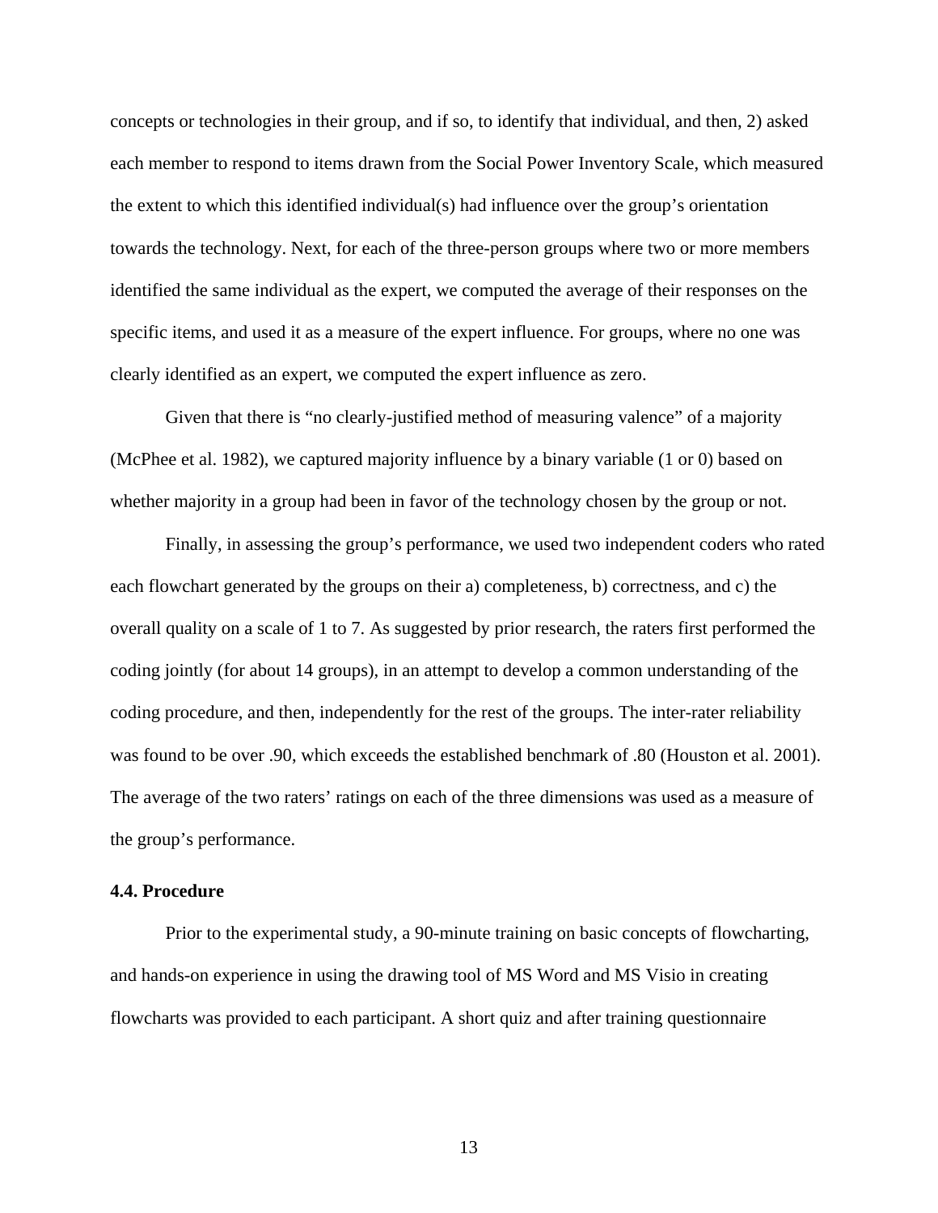concepts or technologies in their group, and if so, to identify that individual, and then, 2) asked each member to respond to items drawn from the Social Power Inventory Scale, which measured the extent to which this identified individual(s) had influence over the group's orientation towards the technology. Next, for each of the three-person groups where two or more members identified the same individual as the expert, we computed the average of their responses on the specific items, and used it as a measure of the expert influence. For groups, where no one was clearly identified as an expert, we computed the expert influence as zero.

Given that there is "no clearly-justified method of measuring valence" of a majority (McPhee et al. 1982), we captured majority influence by a binary variable (1 or 0) based on whether majority in a group had been in favor of the technology chosen by the group or not.

Finally, in assessing the group's performance, we used two independent coders who rated each flowchart generated by the groups on their a) completeness, b) correctness, and c) the overall quality on a scale of 1 to 7. As suggested by prior research, the raters first performed the coding jointly (for about 14 groups), in an attempt to develop a common understanding of the coding procedure, and then, independently for the rest of the groups. The inter-rater reliability was found to be over .90, which exceeds the established benchmark of .80 (Houston et al. 2001). The average of the two raters' ratings on each of the three dimensions was used as a measure of the group's performance.

### 4.4. Procedure

Prior to the experimental study, a 90-minute training on basic concepts of flowcharting, and hands-on experience in using the drawing tool of MS Word and MS Visio in creating flowcharts was provided to each participant. A short quiz and after training questionnaire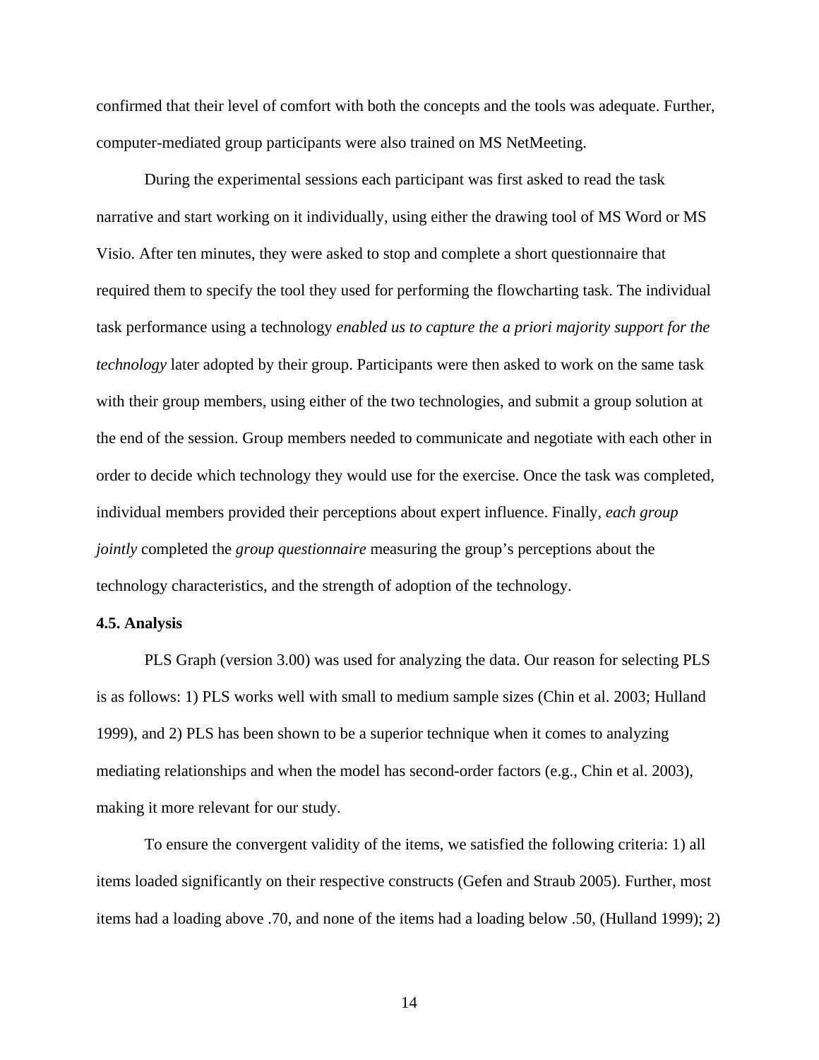confirmed that their level of comfort with both the concepts and the tools was adequate. Further, computer-mediated group participants were also trained on MS NetMeeting.

During the experimental sessions each participant was first asked to read the task narrative and start working on it individually, using either the drawing tool of MS Word or MS Visio. After ten minutes, they were asked to stop and complete a short questionnaire that required them to specify the tool they used for performing the flowcharting task. The individual task performance using a technology *enabled us to capture the a priori majority support for the technology* later adopted by their group. Participants were then asked to work on the same task with their group members, using either of the two technologies, and submit a group solution at the end of the session. Group members needed to communicate and negotiate with each other in order to decide which technology they would use for the exercise. Once the task was completed, individual members provided their perceptions about expert influence. Finally, *each group jointly* completed the *group questionnaire* measuring the group's perceptions about the technology characteristics, and the strength of adoption of the technology.

**4.5. Analysis**

PLS Graph (version 3.00) was used for analyzing the data. Our reason for selecting PLS is as follows: 1) PLS works well with small to medium sample sizes (Chin et al. 2003; Hulland 1999), and 2) PLS has been shown to be a superior technique when it comes to analyzing mediating relationships and when the model has second-order factors (e.g., Chin et al. 2003), making it more relevant for our study.

To ensure the convergent validity of the items, we satisfied the following criteria: 1) all items loaded significantly on their respective constructs (Gefen and Straub 2005). Further, most items had a loading above .70, and none of the items had a loading below .50, (Hulland 1999); 2)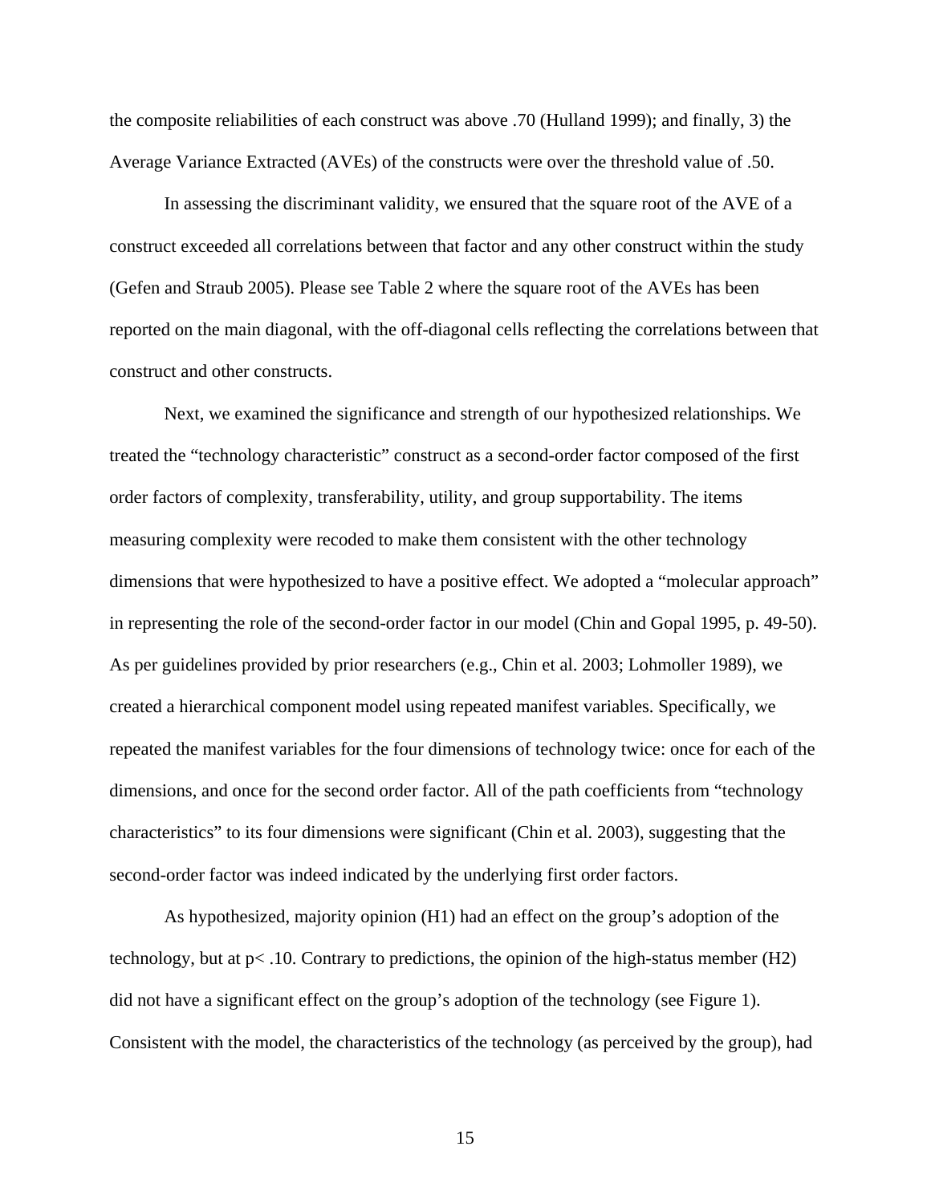the composite reliabilities of each construct was above .70 (Hulland 1999); and finally, 3) the Average Variance Extracted (AVEs) of the constructs were over the threshold value of .50.

In assessing the discriminant validity, we ensured that the square root of the AVE of a construct exceeded all correlations between that factor and any other construct within the study (Gefen and Straub 2005). Please see Table 2 where the square root of the AVEs has been reported on the main diagonal, with the off-diagonal cells reflecting the correlations between that construct and other constructs.

Next, we examined the significance and strength of our hypothesized relationships. We treated the "technology characteristic" construct as a second-order factor composed of the first order factors of complexity, transferability, utility, and group supportability. The items measuring complexity were recoded to make them consistent with the other technology dimensions that were hypothesized to have a positive effect. We adopted a "molecular approach" in representing the role of the second-order factor in our model (Chin and Gopal 1995, p. 49-50). As per guidelines provided by prior researchers (e.g., Chin et al. 2003; Lohmoller 1989), we created a hierarchical component model using repeated manifest variables. Specifically, we repeated the manifest variables for the four dimensions of technology twice: once for each of the dimensions, and once for the second order factor. All of the path coefficients from "technology characteristics" to its four dimensions were significant (Chin et al. 2003), suggesting that the second-order factor was indeed indicated by the underlying first order factors.

As hypothesized, majority opinion (H1) had an effect on the group's adoption of the technology, but at $p < .10$. Contrary to predictions, the opinion of the high-status member (H2) did not have a significant effect on the group's adoption of the technology (see Figure 1). Consistent with the model, the characteristics of the technology (as perceived by the group), had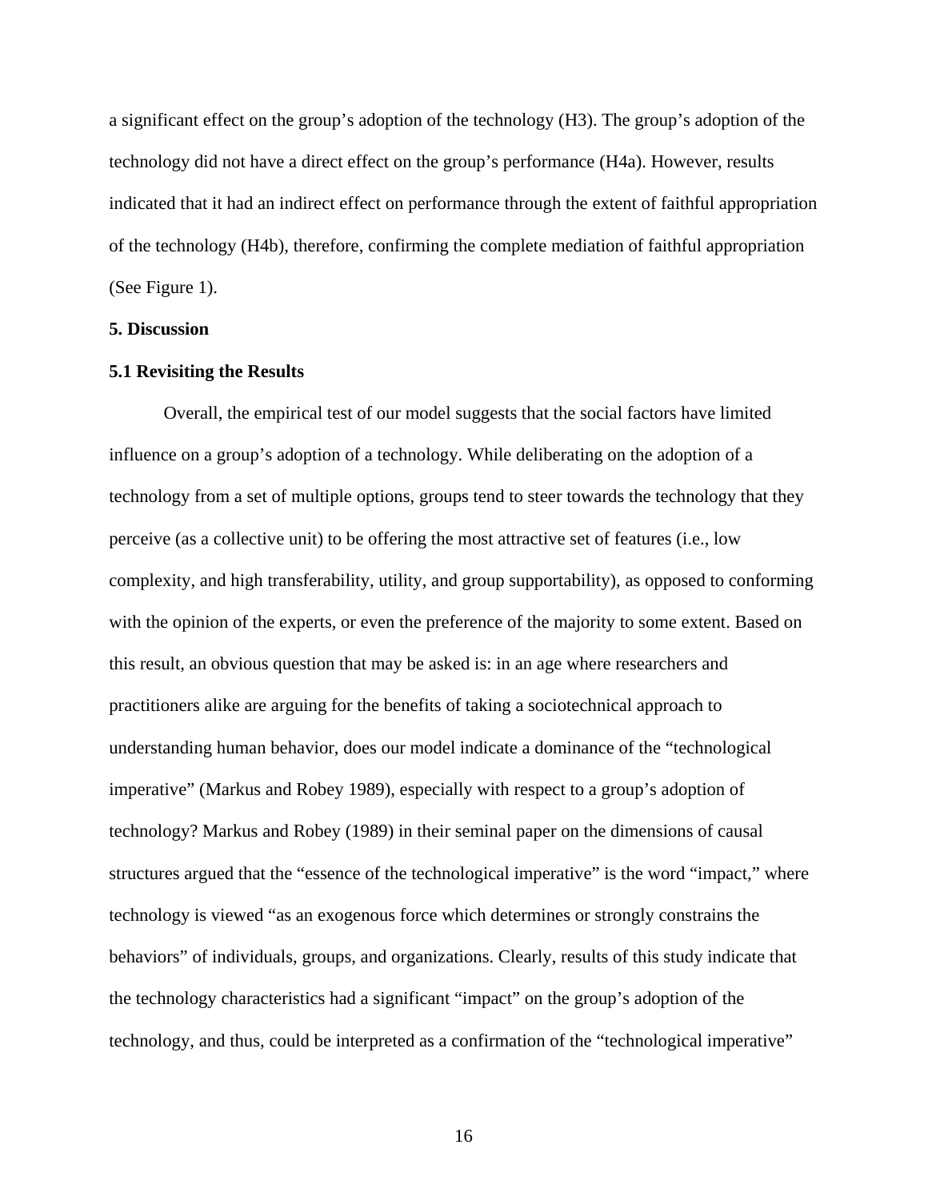a significant effect on the group's adoption of the technology (H3). The group's adoption of the technology did not have a direct effect on the group's performance (H4a). However, results indicated that it had an indirect effect on performance through the extent of faithful appropriation of the technology (H4b), therefore, confirming the complete mediation of faithful appropriation (See Figure 1).

## 5. Discussion

### 5.1 Revisiting the Results

Overall, the empirical test of our model suggests that the social factors have limited influence on a group's adoption of a technology. While deliberating on the adoption of a technology from a set of multiple options, groups tend to steer towards the technology that they perceive (as a collective unit) to be offering the most attractive set of features (i.e., low complexity, and high transferability, utility, and group supportability), as opposed to conforming with the opinion of the experts, or even the preference of the majority to some extent. Based on this result, an obvious question that may be asked is: in an age where researchers and practitioners alike are arguing for the benefits of taking a sociotechnical approach to understanding human behavior, does our model indicate a dominance of the "technological imperative" (Markus and Robey 1989), especially with respect to a group's adoption of technology? Markus and Robey (1989) in their seminal paper on the dimensions of causal structures argued that the "essence of the technological imperative" is the word "impact," where technology is viewed "as an exogenous force which determines or strongly constrains the behaviors" of individuals, groups, and organizations. Clearly, results of this study indicate that the technology characteristics had a significant "impact" on the group's adoption of the technology, and thus, could be interpreted as a confirmation of the "technological imperative"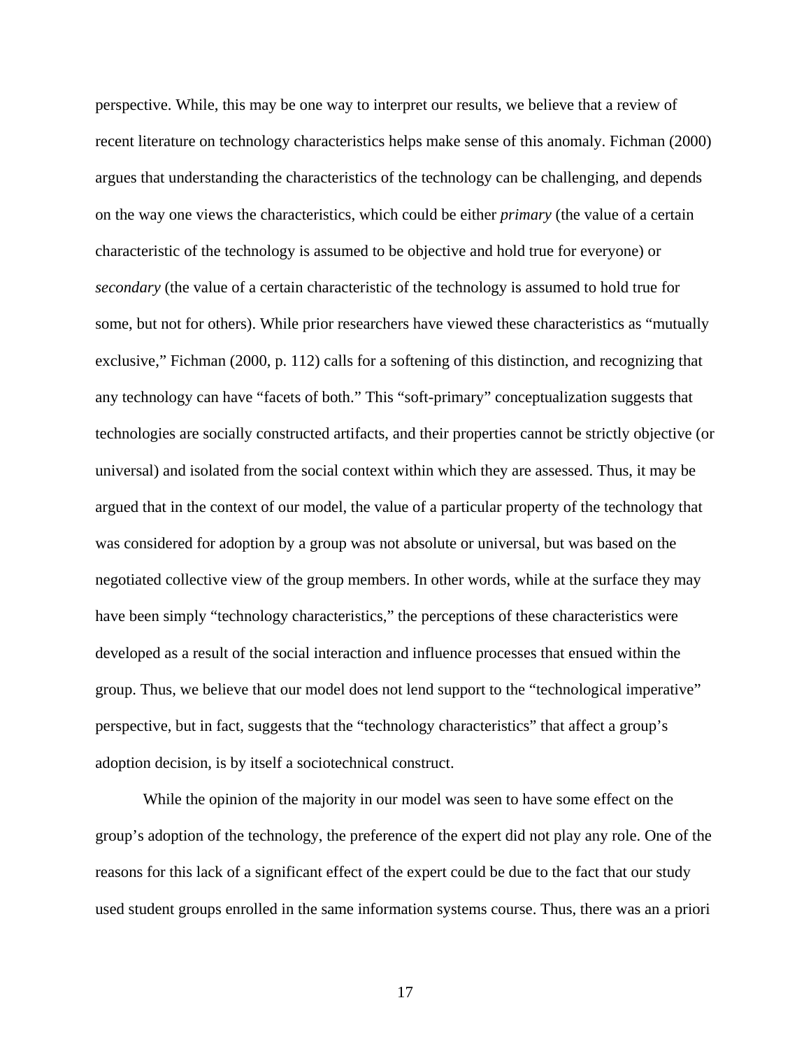perspective. While, this may be one way to interpret our results, we believe that a review of recent literature on technology characteristics helps make sense of this anomaly. Fichman (2000) argues that understanding the characteristics of the technology can be challenging, and depends on the way one views the characteristics, which could be either *primary* (the value of a certain characteristic of the technology is assumed to be objective and hold true for everyone) or *secondary* (the value of a certain characteristic of the technology is assumed to hold true for some, but not for others). While prior researchers have viewed these characteristics as "mutually exclusive," Fichman (2000, p. 112) calls for a softening of this distinction, and recognizing that any technology can have "facets of both." This "soft-primary" conceptualization suggests that technologies are socially constructed artifacts, and their properties cannot be strictly objective (or universal) and isolated from the social context within which they are assessed. Thus, it may be argued that in the context of our model, the value of a particular property of the technology that was considered for adoption by a group was not absolute or universal, but was based on the negotiated collective view of the group members. In other words, while at the surface they may have been simply "technology characteristics," the perceptions of these characteristics were developed as a result of the social interaction and influence processes that ensued within the group. Thus, we believe that our model does not lend support to the "technological imperative" perspective, but in fact, suggests that the "technology characteristics" that affect a group's adoption decision, is by itself a sociotechnical construct.

While the opinion of the majority in our model was seen to have some effect on the group's adoption of the technology, the preference of the expert did not play any role. One of the reasons for this lack of a significant effect of the expert could be due to the fact that our study used student groups enrolled in the same information systems course. Thus, there was an a priori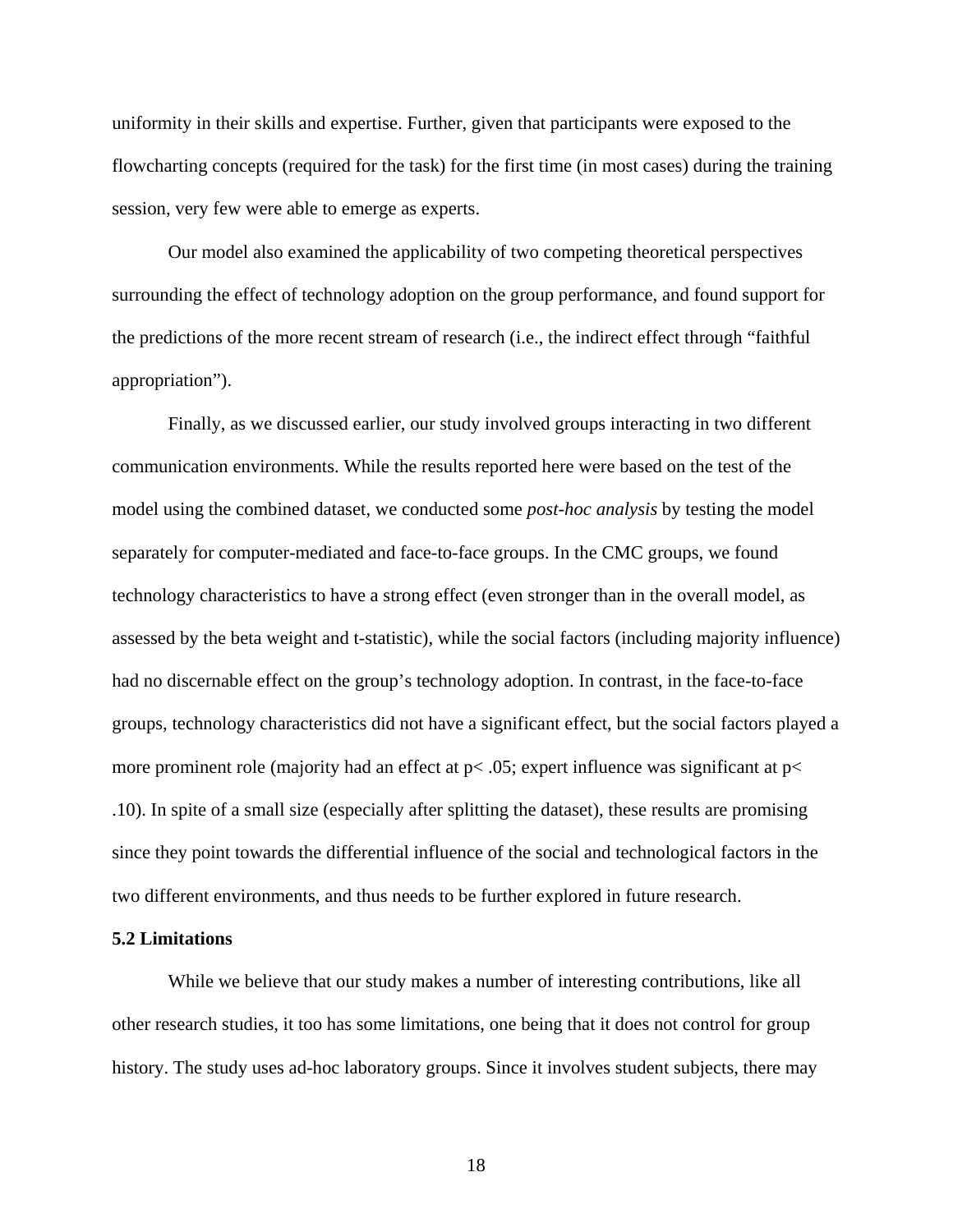uniformity in their skills and expertise. Further, given that participants were exposed to the flowcharting concepts (required for the task) for the first time (in most cases) during the training session, very few were able to emerge as experts.

Our model also examined the applicability of two competing theoretical perspectives surrounding the effect of technology adoption on the group performance, and found support for the predictions of the more recent stream of research (i.e., the indirect effect through "faithful appropriation").

Finally, as we discussed earlier, our study involved groups interacting in two different communication environments. While the results reported here were based on the test of the model using the combined dataset, we conducted some *post-hoc analysis* by testing the model separately for computer-mediated and face-to-face groups. In the CMC groups, we found technology characteristics to have a strong effect (even stronger than in the overall model, as assessed by the beta weight and t-statistic), while the social factors (including majority influence) had no discernable effect on the group's technology adoption. In contrast, in the face-to-face groups, technology characteristics did not have a significant effect, but the social factors played a more prominent role (majority had an effect at $p < .05$; expert influence was significant at $p < .10$). In spite of a small size (especially after splitting the dataset), these results are promising since they point towards the differential influence of the social and technological factors in the two different environments, and thus needs to be further explored in future research.

### 5.2 Limitations

While we believe that our study makes a number of interesting contributions, like all other research studies, it too has some limitations, one being that it does not control for group history. The study uses ad-hoc laboratory groups. Since it involves student subjects, there may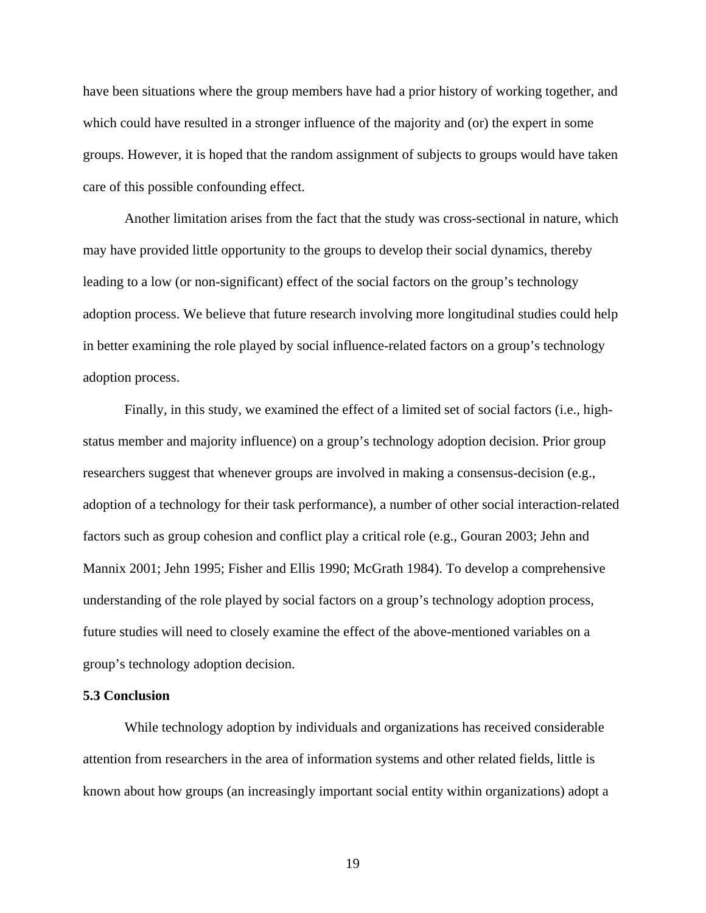have been situations where the group members have had a prior history of working together, and which could have resulted in a stronger influence of the majority and (or) the expert in some groups. However, it is hoped that the random assignment of subjects to groups would have taken care of this possible confounding effect.

Another limitation arises from the fact that the study was cross-sectional in nature, which may have provided little opportunity to the groups to develop their social dynamics, thereby leading to a low (or non-significant) effect of the social factors on the group's technology adoption process. We believe that future research involving more longitudinal studies could help in better examining the role played by social influence-related factors on a group's technology adoption process.

Finally, in this study, we examined the effect of a limited set of social factors (i.e., high-status member and majority influence) on a group's technology adoption decision. Prior group researchers suggest that whenever groups are involved in making a consensus-decision (e.g., adoption of a technology for their task performance), a number of other social interaction-related factors such as group cohesion and conflict play a critical role (e.g., Gouran 2003; Jehn and Mannix 2001; Jehn 1995; Fisher and Ellis 1990; McGrath 1984). To develop a comprehensive understanding of the role played by social factors on a group's technology adoption process, future studies will need to closely examine the effect of the above-mentioned variables on a group's technology adoption decision.

### 5.3 Conclusion

While technology adoption by individuals and organizations has received considerable attention from researchers in the area of information systems and other related fields, little is known about how groups (an increasingly important social entity within organizations) adopt a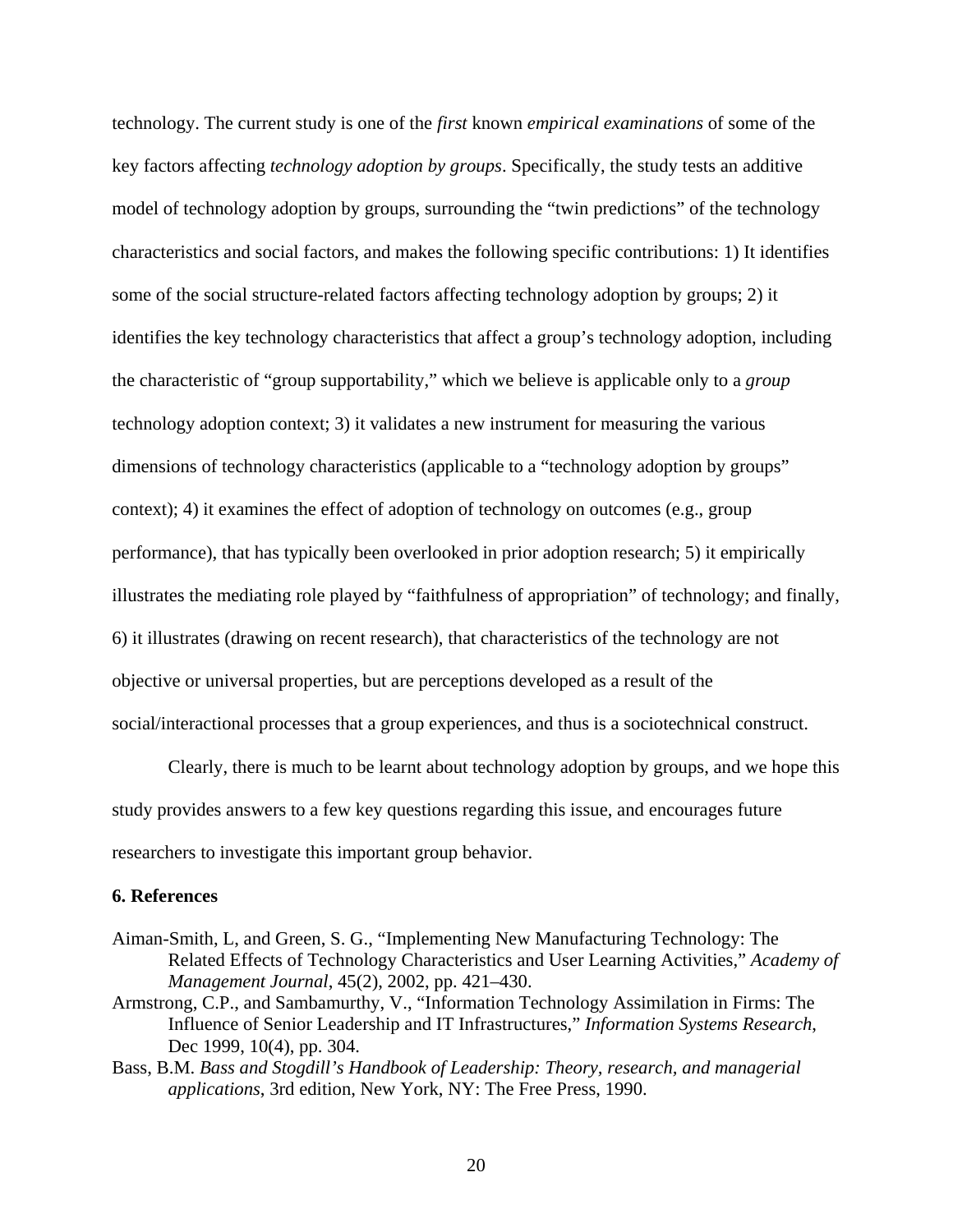technology. The current study is one of the *first* known *empirical examinations* of some of the key factors affecting *technology adoption by groups*. Specifically, the study tests an additive model of technology adoption by groups, surrounding the "twin predictions" of the technology characteristics and social factors, and makes the following specific contributions: 1) It identifies some of the social structure-related factors affecting technology adoption by groups; 2) it identifies the key technology characteristics that affect a group's technology adoption, including the characteristic of "group supportability," which we believe is applicable only to a *group* technology adoption context; 3) it validates a new instrument for measuring the various dimensions of technology characteristics (applicable to a "technology adoption by groups" context); 4) it examines the effect of adoption of technology on outcomes (e.g., group performance), that has typically been overlooked in prior adoption research; 5) it empirically illustrates the mediating role played by "faithfulness of appropriation" of technology; and finally, 6) it illustrates (drawing on recent research), that characteristics of the technology are not objective or universal properties, but are perceptions developed as a result of the social/interactional processes that a group experiences, and thus is a sociotechnical construct.

Clearly, there is much to be learnt about technology adoption by groups, and we hope this study provides answers to a few key questions regarding this issue, and encourages future researchers to investigate this important group behavior.

## 6. References

Aiman-Smith, L, and Green, S. G., "Implementing New Manufacturing Technology: The Related Effects of Technology Characteristics and User Learning Activities," *Academy of Management Journal*, 45(2), 2002, pp. 421–430.

Armstrong, C.P., and Sambamurthy, V., "Information Technology Assimilation in Firms: The Influence of Senior Leadership and IT Infrastructures," *Information Systems Research*, Dec 1999, 10(4), pp. 304.

Bass, B.M. *Bass and Stogdill's Handbook of Leadership: Theory, research, and managerial applications*, 3rd edition, New York, NY: The Free Press, 1990.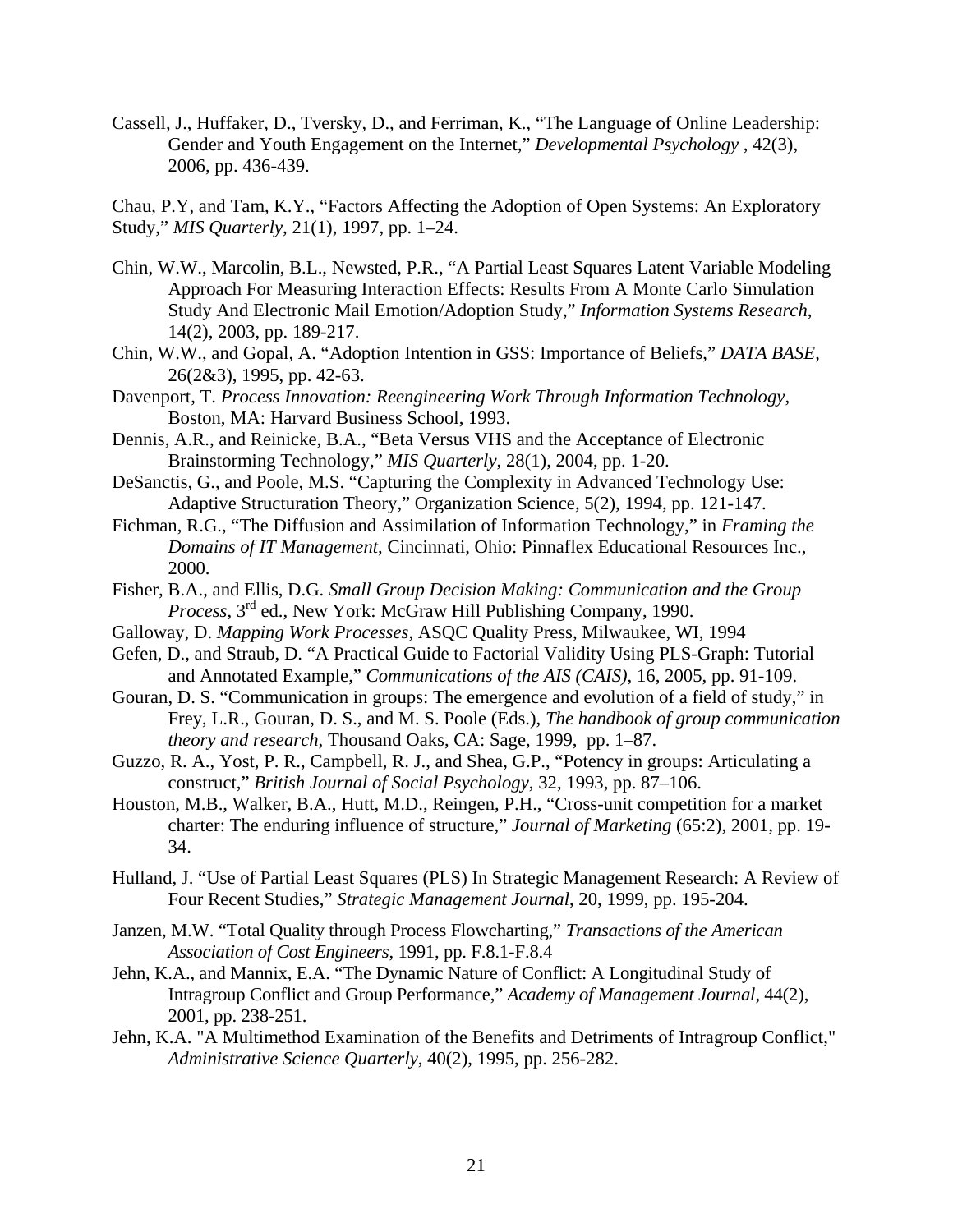Cassell, J., Huffaker, D., Tversky, D., and Ferriman, K., "The Language of Online Leadership: Gender and Youth Engagement on the Internet," *Developmental Psychology* , 42(3), 2006, pp. 436-439.

Chau, P.Y, and Tam, K.Y., "Factors Affecting the Adoption of Open Systems: An Exploratory Study," *MIS Quarterly*, 21(1), 1997, pp. 1–24.

Chin, W.W., Marcolin, B.L., Newsted, P.R., "A Partial Least Squares Latent Variable Modeling Approach For Measuring Interaction Effects: Results From A Monte Carlo Simulation Study And Electronic Mail Emotion/Adoption Study," *Information Systems Research*, 14(2), 2003, pp. 189-217.

Chin, W.W., and Gopal, A. "Adoption Intention in GSS: Importance of Beliefs," *DATA BASE*, 26(2&3), 1995, pp. 42-63.

Davenport, T. *Process Innovation: Reengineering Work Through Information Technology*, Boston, MA: Harvard Business School, 1993.

Dennis, A.R., and Reinicke, B.A., "Beta Versus VHS and the Acceptance of Electronic Brainstorming Technology," *MIS Quarterly*, 28(1), 2004, pp. 1-20.

DeSanctis, G., and Poole, M.S. "Capturing the Complexity in Advanced Technology Use: Adaptive Structuration Theory," Organization Science, 5(2), 1994, pp. 121-147.

Fichman, R.G., "The Diffusion and Assimilation of Information Technology," in *Framing the Domains of IT Management*, Cincinnati, Ohio: Pinnaflex Educational Resources Inc., 2000.

Fisher, B.A., and Ellis, D.G. *Small Group Decision Making: Communication and the Group Process*, 3rd ed., New York: McGraw Hill Publishing Company, 1990.

Galloway, D. *Mapping Work Processes*, ASQC Quality Press, Milwaukee, WI, 1994

Gefen, D., and Straub, D. "A Practical Guide to Factorial Validity Using PLS-Graph: Tutorial and Annotated Example," *Communications of the AIS (CAIS)*, 16, 2005, pp. 91-109.

Gouran, D. S. "Communication in groups: The emergence and evolution of a field of study," in Frey, L.R., Gouran, D. S., and M. S. Poole (Eds.), *The handbook of group communication theory and research*, Thousand Oaks, CA: Sage, 1999, pp. 1–87.

Guzzo, R. A., Yost, P. R., Campbell, R. J., and Shea, G.P., "Potency in groups: Articulating a construct," *British Journal of Social Psychology*, 32, 1993, pp. 87–106.

Houston, M.B., Walker, B.A., Hutt, M.D., Reingen, P.H., "Cross-unit competition for a market charter: The enduring influence of structure," *Journal of Marketing* (65:2), 2001, pp. 19-34.

Hulland, J. "Use of Partial Least Squares (PLS) In Strategic Management Research: A Review of Four Recent Studies," *Strategic Management Journal*, 20, 1999, pp. 195-204.

Janzen, M.W. "Total Quality through Process Flowcharting," *Transactions of the American Association of Cost Engineers*, 1991, pp. F.8.1-F.8.4

Jehn, K.A., and Mannix, E.A. "The Dynamic Nature of Conflict: A Longitudinal Study of Intragroup Conflict and Group Performance," *Academy of Management Journal*, 44(2), 2001, pp. 238-251.

Jehn, K.A. "A Multimethod Examination of the Benefits and Detriments of Intragroup Conflict," *Administrative Science Quarterly*, 40(2), 1995, pp. 256-282.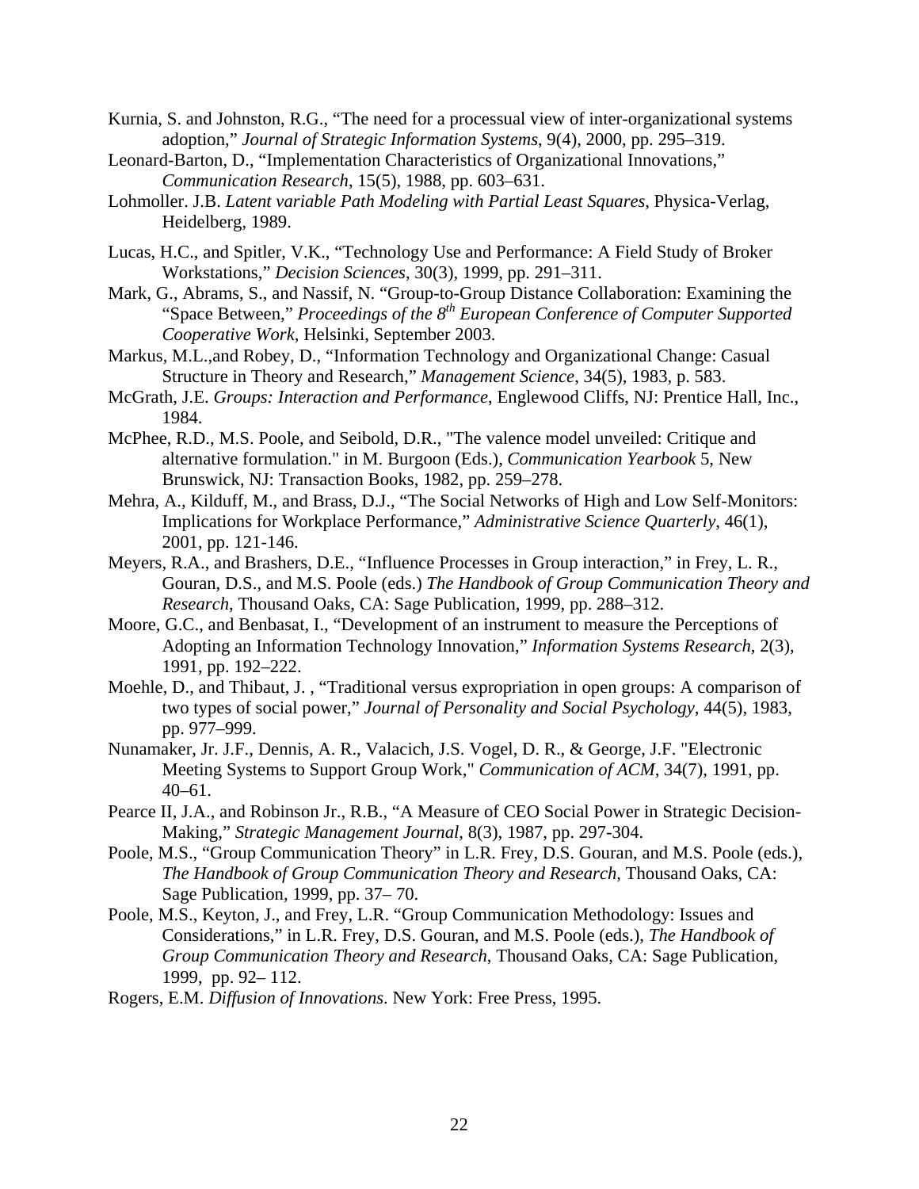Kurnia, S. and Johnston, R.G., "The need for a processual view of inter-organizational systems adoption," *Journal of Strategic Information Systems*, 9(4), 2000, pp. 295–319.

Leonard-Barton, D., "Implementation Characteristics of Organizational Innovations," *Communication Research*, 15(5), 1988, pp. 603–631.

Lohmoller. J.B. *Latent variable Path Modeling with Partial Least Squares*, Physica-Verlag, Heidelberg, 1989.

Lucas, H.C., and Spitler, V.K., "Technology Use and Performance: A Field Study of Broker Workstations," *Decision Sciences*, 30(3), 1999, pp. 291–311.

Mark, G., Abrams, S., and Nassif, N. "Group-to-Group Distance Collaboration: Examining the "Space Between," *Proceedings of the 8th European Conference of Computer Supported Cooperative Work*, Helsinki, September 2003.

Markus, M.L.,and Robey, D., "Information Technology and Organizational Change: Casual Structure in Theory and Research," *Management Science*, 34(5), 1983, p. 583.

McGrath, J.E. *Groups: Interaction and Performance*, Englewood Cliffs, NJ: Prentice Hall, Inc., 1984.

McPhee, R.D., M.S. Poole, and Seibold, D.R., "The valence model unveiled: Critique and alternative formulation." in M. Burgoon (Eds.), *Communication Yearbook* 5, New Brunswick, NJ: Transaction Books, 1982, pp. 259–278.

Mehra, A., Kilduff, M., and Brass, D.J., "The Social Networks of High and Low Self-Monitors: Implications for Workplace Performance," *Administrative Science Quarterly*, 46(1), 2001, pp. 121-146.

Meyers, R.A., and Brashers, D.E., "Influence Processes in Group interaction," in Frey, L. R., Gouran, D.S., and M.S. Poole (eds.) *The Handbook of Group Communication Theory and Research*, Thousand Oaks, CA: Sage Publication, 1999, pp. 288–312.

Moore, G.C., and Benbasat, I., "Development of an instrument to measure the Perceptions of Adopting an Information Technology Innovation," *Information Systems Research*, 2(3), 1991, pp. 192–222.

Moehle, D., and Thibaut, J. , "Traditional versus expropriation in open groups: A comparison of two types of social power," *Journal of Personality and Social Psychology*, 44(5), 1983, pp. 977–999.

Nunamaker, Jr. J.F., Dennis, A. R., Valacich, J.S. Vogel, D. R., & George, J.F. "Electronic Meeting Systems to Support Group Work," *Communication of ACM*, 34(7), 1991, pp. 40–61.

Pearce II, J.A., and Robinson Jr., R.B., "A Measure of CEO Social Power in Strategic Decision-Making," *Strategic Management Journal*, 8(3), 1987, pp. 297-304.

Poole, M.S., "Group Communication Theory" in L.R. Frey, D.S. Gouran, and M.S. Poole (eds.), *The Handbook of Group Communication Theory and Research*, Thousand Oaks, CA: Sage Publication, 1999, pp. 37– 70.

Poole, M.S., Keyton, J., and Frey, L.R. "Group Communication Methodology: Issues and Considerations," in L.R. Frey, D.S. Gouran, and M.S. Poole (eds.), *The Handbook of Group Communication Theory and Research*, Thousand Oaks, CA: Sage Publication, 1999, pp. 92– 112.

Rogers, E.M. *Diffusion of Innovations*. New York: Free Press, 1995.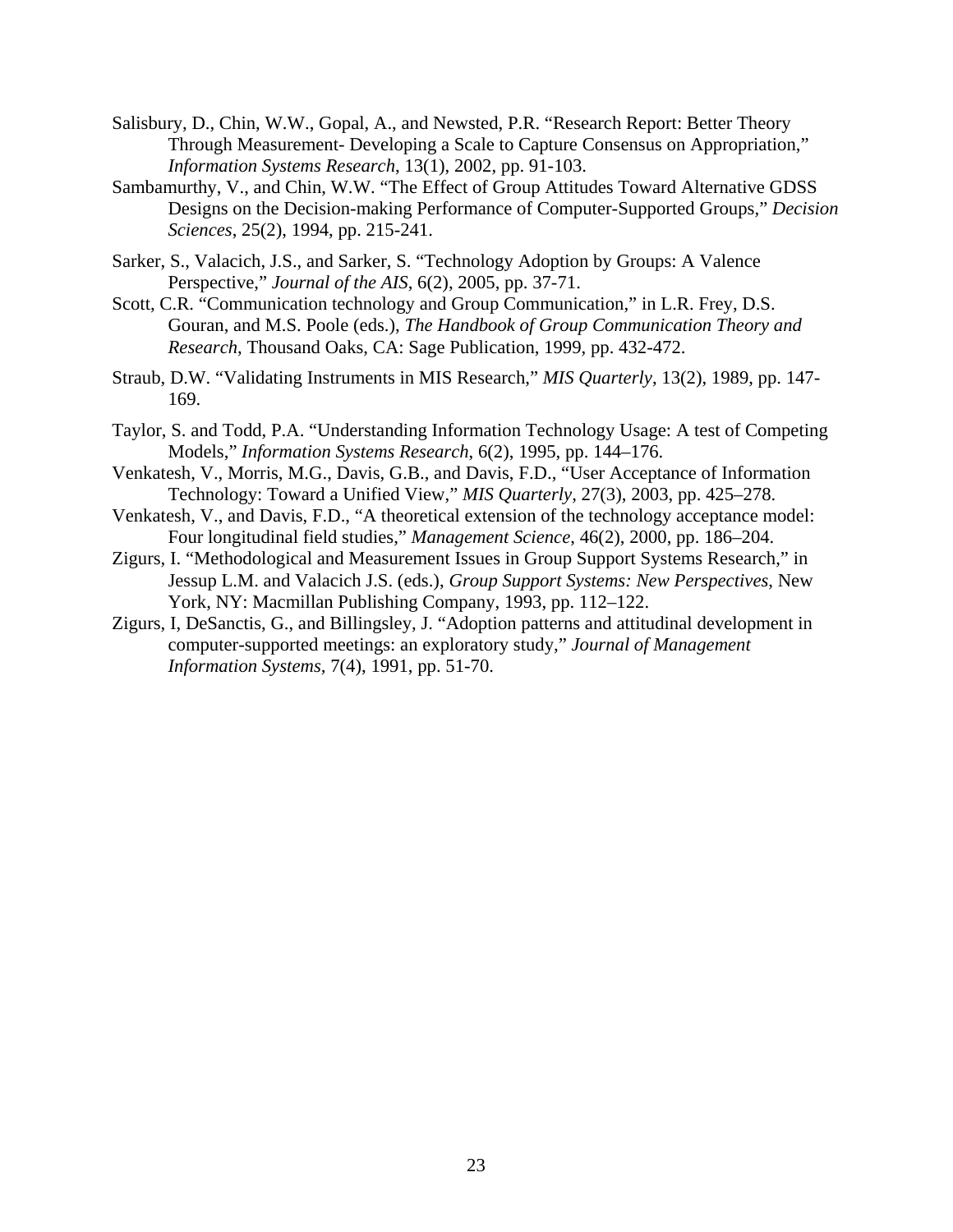Salisbury, D., Chin, W.W., Gopal, A., and Newsted, P.R. "Research Report: Better Theory Through Measurement- Developing a Scale to Capture Consensus on Appropriation," *Information Systems Research*, 13(1), 2002, pp. 91-103.

Sambamurthy, V., and Chin, W.W. "The Effect of Group Attitudes Toward Alternative GDSS Designs on the Decision-making Performance of Computer-Supported Groups," *Decision Sciences*, 25(2), 1994, pp. 215-241.

Sarker, S., Valacich, J.S., and Sarker, S. "Technology Adoption by Groups: A Valence Perspective," *Journal of the AIS*, 6(2), 2005, pp. 37-71.

Scott, C.R. "Communication technology and Group Communication," in L.R. Frey, D.S. Gouran, and M.S. Poole (eds.), *The Handbook of Group Communication Theory and Research*, Thousand Oaks, CA: Sage Publication, 1999, pp. 432-472.

Straub, D.W. "Validating Instruments in MIS Research," *MIS Quarterly*, 13(2), 1989, pp. 147-169.

Taylor, S. and Todd, P.A. "Understanding Information Technology Usage: A test of Competing Models," *Information Systems Research*, 6(2), 1995, pp. 144–176.

Venkatesh, V., Morris, M.G., Davis, G.B., and Davis, F.D., "User Acceptance of Information Technology: Toward a Unified View," *MIS Quarterly*, 27(3), 2003, pp. 425–278.

Venkatesh, V., and Davis, F.D., "A theoretical extension of the technology acceptance model: Four longitudinal field studies," *Management Science*, 46(2), 2000, pp. 186–204.

Zigurs, I. "Methodological and Measurement Issues in Group Support Systems Research," in Jessup L.M. and Valacich J.S. (eds.), *Group Support Systems: New Perspectives*, New York, NY: Macmillan Publishing Company, 1993, pp. 112–122.

Zigurs, I, DeSanctis, G., and Billingsley, J. "Adoption patterns and attitudinal development in computer-supported meetings: an exploratory study," *Journal of Management Information Systems,* 7(4), 1991, pp. 51-70.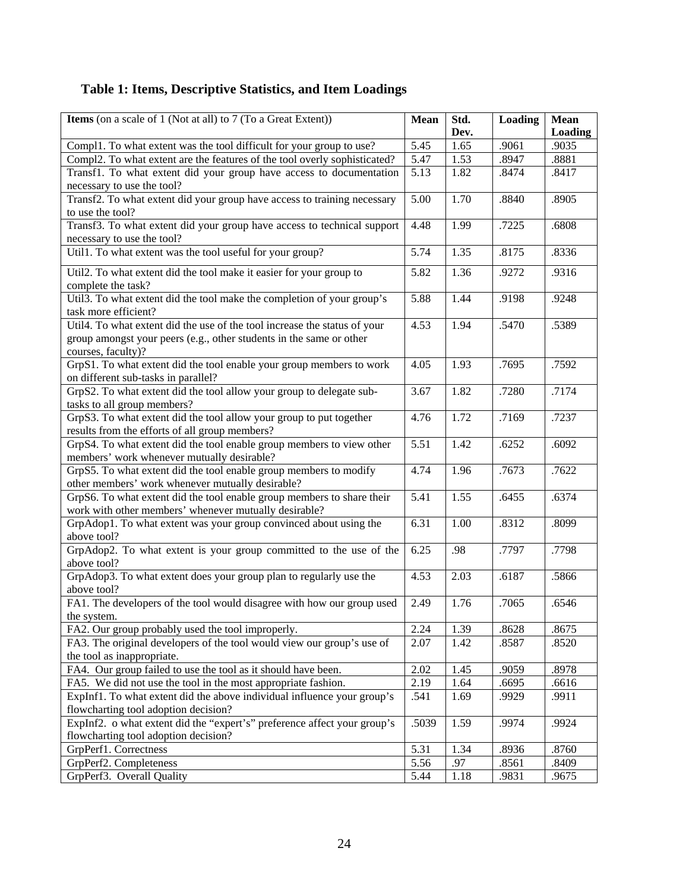## Table 1: Items, Descriptive Statistics, and Item Loadings

| **Items** (on a scale of 1 (Not at all) to 7 (To a Great Extent)) | **Mean** | **Std. Dev.** | **Loading** | **Mean Loading** |
|---|---|---|---|---|
| Compl1. To what extent was the tool difficult for your group to use? | 5.45 | 1.65 | .9061 | .9035 |
| Compl2. To what extent are the features of the tool overly sophisticated? | 5.47 | 1.53 | .8947 | .8881 |
| Transf1. To what extent did your group have access to documentation necessary to use the tool? | 5.13 | 1.82 | .8474 | .8417 |
| Transf2. To what extent did your group have access to training necessary to use the tool? | 5.00 | 1.70 | .8840 | .8905 |
| Transf3. To what extent did your group have access to technical support necessary to use the tool? | 4.48 | 1.99 | .7225 | .6808 |
| Util1. To what extent was the tool useful for your group? | 5.74 | 1.35 | .8175 | .8336 |
| Util2. To what extent did the tool make it easier for your group to complete the task? | 5.82 | 1.36 | .9272 | .9316 |
| Util3. To what extent did the tool make the completion of your group's task more efficient? | 5.88 | 1.44 | .9198 | .9248 |
| Util4. To what extent did the use of the tool increase the status of your group amongst your peers (e.g., other students in the same or other courses, faculty)? | 4.53 | 1.94 | .5470 | .5389 |
| GrpS1. To what extent did the tool enable your group members to work on different sub-tasks in parallel? | 4.05 | 1.93 | .7695 | .7592 |
| GrpS2. To what extent did the tool allow your group to delegate sub-tasks to all group members? | 3.67 | 1.82 | .7280 | .7174 |
| GrpS3. To what extent did the tool allow your group to put together results from the efforts of all group members? | 4.76 | 1.72 | .7169 | .7237 |
| GrpS4. To what extent did the tool enable group members to view other members' work whenever mutually desirable? | 5.51 | 1.42 | .6252 | .6092 |
| GrpS5. To what extent did the tool enable group members to modify other members' work whenever mutually desirable? | 4.74 | 1.96 | .7673 | .7622 |
| GrpS6. To what extent did the tool enable group members to share their work with other members' whenever mutually desirable? | 5.41 | 1.55 | .6455 | .6374 |
| GrpAdop1. To what extent was your group convinced about using the above tool? | 6.31 | 1.00 | .8312 | .8099 |
| GrpAdop2. To what extent is your group committed to the use of the above tool? | 6.25 | .98 | .7797 | .7798 |
| GrpAdop3. To what extent does your group plan to regularly use the above tool? | 4.53 | 2.03 | .6187 | .5866 |
| FA1. The developers of the tool would disagree with how our group used the system. | 2.49 | 1.76 | .7065 | .6546 |
| FA2. Our group probably used the tool improperly. | 2.24 | 1.39 | .8628 | .8675 |
| FA3. The original developers of the tool would view our group's use of the tool as inappropriate. | 2.07 | 1.42 | .8587 | .8520 |
| FA4. Our group failed to use the tool as it should have been. | 2.02 | 1.45 | .9059 | .8978 |
| FA5. We did not use the tool in the most appropriate fashion. | 2.19 | 1.64 | .6695 | .6616 |
| ExpInf1. To what extent did the above individual influence your group's flowcharting tool adoption decision? | .541 | 1.69 | .9929 | .9911 |
| ExpInf2. o what extent did the "expert's" preference affect your group's flowcharting tool adoption decision? | .5039 | 1.59 | .9974 | .9924 |
| GrpPerf1. Correctness | 5.31 | 1.34 | .8936 | .8760 |
| GrpPerf2. Completeness | 5.56 | .97 | .8561 | .8409 |
| GrpPerf3. Overall Quality | 5.44 | 1.18 | .9831 | .9675 |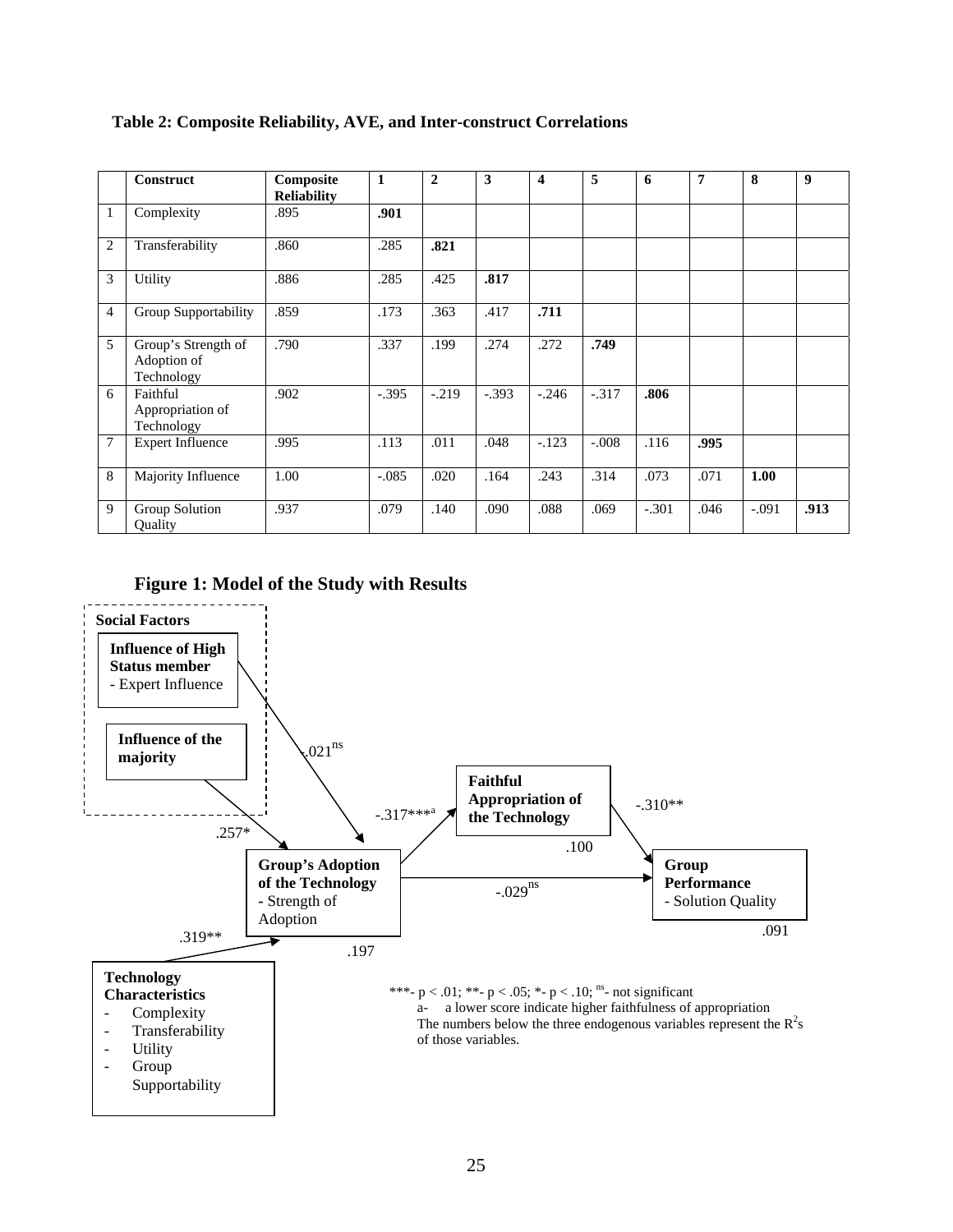**Table 2: Composite Reliability, AVE, and Inter-construct Correlations**

| | Construct | Composite Reliability | 1 | 2 | 3 | 4 | 5 | 6 | 7 | 8 | 9 |
|---|---|---|---|---|---|---|---|---|---|---|---|
| 1 | Complexity | .895 | **.901** | | | | | | | | |
| 2 | Transferability | .860 | .285 | **.821** | | | | | | | |
| 3 | Utility | .886 | .285 | .425 | **.817** | | | | | | |
| 4 | Group Supportability | .859 | .173 | .363 | .417 | **.711** | | | | | |
| 5 | Group's Strength of Adoption of Technology | .790 | .337 | .199 | .274 | .272 | **.749** | | | | |
| 6 | Faithful Appropriation of Technology | .902 | -.395 | -.219 | -.393 | -.246 | -.317 | **.806** | | | |
| 7 | Expert Influence | .995 | .113 | .011 | .048 | -.123 | -.008 | .116 | **.995** | | |
| 8 | Majority Influence | 1.00 | -.085 | .020 | .164 | .243 | .314 | .073 | .071 | **1.00** | |
| 9 | Group Solution Quality | .937 | .079 | .140 | .090 | .088 | .069 | -.301 | .046 | -.091 | **.913** |

**Figure 1: Model of the Study with Results**

Social Factors

Influence of High Status member
- Expert Influence

Influence of the majority

.021$^{ns}$

.257*

Faithful Appropriation of the Technology

-.317***$^{a}$

-.310**

.100

Group's Adoption of the Technology
- Strength of Adoption

-.029$^{ns}$

Group Performance
- Solution Quality

.319**

.197

.091

Technology Characteristics
- Complexity
- Transferability
- Utility
- Group Supportability

***- $p < .01$; **- $p < .05$; *- $p < .10$; $^{ns}$- not significant

a- a lower score indicate higher faithfulness of appropriation

The numbers below the three endogenous variables represent the $R^2$s of those variables.